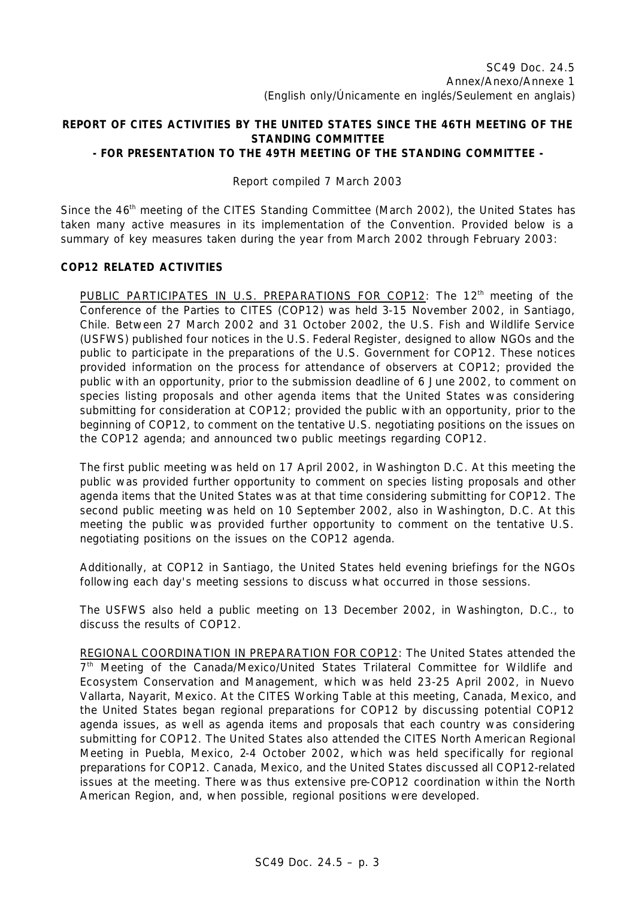SC49 Doc. 24.5
Annex/Anexo/Annexe 1
(English only/Únicamente en inglés/Seulement en anglais)

**REPORT OF CITES ACTIVITIES BY THE UNITED STATES SINCE THE 46TH MEETING OF THE STANDING COMMITTEE**
**- FOR PRESENTATION TO THE 49TH MEETING OF THE STANDING COMMITTEE -**

Report compiled 7 March 2003

Since the 46th meeting of the CITES Standing Committee (March 2002), the United States has taken many active measures in its implementation of the Convention. Provided below is a summary of key measures taken during the year from March 2002 through February 2003:

**COP12 RELATED ACTIVITIES**

PUBLIC PARTICIPATES IN U.S. PREPARATIONS FOR COP12: The 12th meeting of the Conference of the Parties to CITES (COP12) was held 3-15 November 2002, in Santiago, Chile. Between 27 March 2002 and 31 October 2002, the U.S. Fish and Wildlife Service (USFWS) published four notices in the U.S. Federal Register, designed to allow NGOs and the public to participate in the preparations of the U.S. Government for COP12. These notices provided information on the process for attendance of observers at COP12; provided the public with an opportunity, prior to the submission deadline of 6 June 2002, to comment on species listing proposals and other agenda items that the United States was considering submitting for consideration at COP12; provided the public with an opportunity, prior to the beginning of COP12, to comment on the tentative U.S. negotiating positions on the issues on the COP12 agenda; and announced two public meetings regarding COP12.

The first public meeting was held on 17 April 2002, in Washington D.C. At this meeting the public was provided further opportunity to comment on species listing proposals and other agenda items that the United States was at that time considering submitting for COP12. The second public meeting was held on 10 September 2002, also in Washington, D.C. At this meeting the public was provided further opportunity to comment on the tentative U.S. negotiating positions on the issues on the COP12 agenda.

Additionally, at COP12 in Santiago, the United States held evening briefings for the NGOs following each day's meeting sessions to discuss what occurred in those sessions.

The USFWS also held a public meeting on 13 December 2002, in Washington, D.C., to discuss the results of COP12.

REGIONAL COORDINATION IN PREPARATION FOR COP12: The United States attended the 7th Meeting of the Canada/Mexico/United States Trilateral Committee for Wildlife and Ecosystem Conservation and Management, which was held 23-25 April 2002, in Nuevo Vallarta, Nayarit, Mexico. At the CITES Working Table at this meeting, Canada, Mexico, and the United States began regional preparations for COP12 by discussing potential COP12 agenda issues, as well as agenda items and proposals that each country was considering submitting for COP12. The United States also attended the CITES North American Regional Meeting in Puebla, Mexico, 2-4 October 2002, which was held specifically for regional preparations for COP12. Canada, Mexico, and the United States discussed all COP12-related issues at the meeting. There was thus extensive pre-COP12 coordination within the North American Region, and, when possible, regional positions were developed.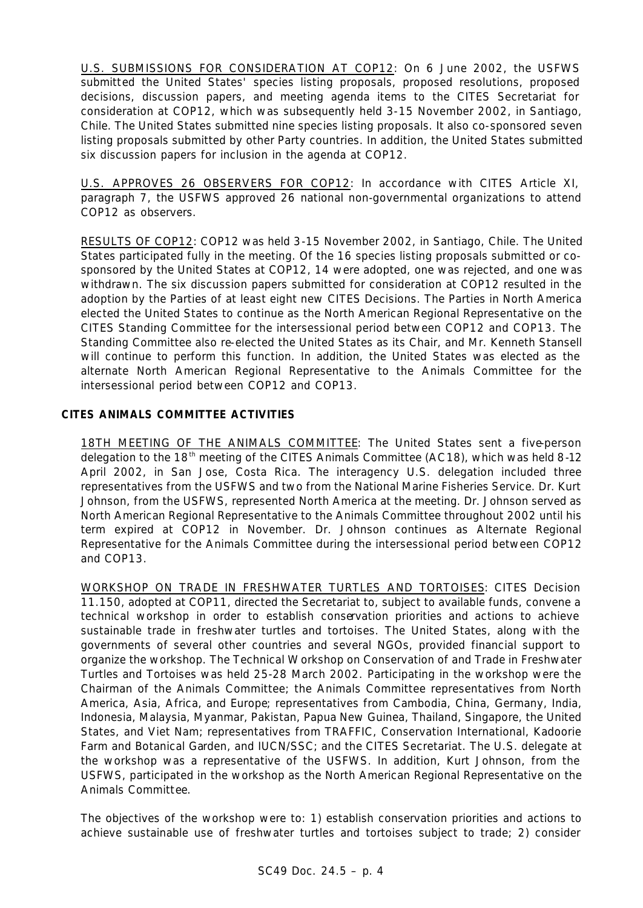U.S. SUBMISSIONS FOR CONSIDERATION AT COP12: On 6 June 2002, the USFWS submitted the United States' species listing proposals, proposed resolutions, proposed decisions, discussion papers, and meeting agenda items to the CITES Secretariat for consideration at COP12, which was subsequently held 3-15 November 2002, in Santiago, Chile. The United States submitted nine species listing proposals. It also co-sponsored seven listing proposals submitted by other Party countries. In addition, the United States submitted six discussion papers for inclusion in the agenda at COP12.

U.S. APPROVES 26 OBSERVERS FOR COP12: In accordance with CITES Article XI, paragraph 7, the USFWS approved 26 national non-governmental organizations to attend COP12 as observers.

RESULTS OF COP12: COP12 was held 3-15 November 2002, in Santiago, Chile. The United States participated fully in the meeting. Of the 16 species listing proposals submitted or co-sponsored by the United States at COP12, 14 were adopted, one was rejected, and one was withdrawn. The six discussion papers submitted for consideration at COP12 resulted in the adoption by the Parties of at least eight new CITES Decisions. The Parties in North America elected the United States to continue as the North American Regional Representative on the CITES Standing Committee for the intersessional period between COP12 and COP13. The Standing Committee also re-elected the United States as its Chair, and Mr. Kenneth Stansell will continue to perform this function. In addition, the United States was elected as the alternate North American Regional Representative to the Animals Committee for the intersessional period between COP12 and COP13.

**CITES ANIMALS COMMITTEE ACTIVITIES**

18TH MEETING OF THE ANIMALS COMMITTEE: The United States sent a five-person delegation to the 18th meeting of the CITES Animals Committee (AC18), which was held 8-12 April 2002, in San Jose, Costa Rica. The interagency U.S. delegation included three representatives from the USFWS and two from the National Marine Fisheries Service. Dr. Kurt Johnson, from the USFWS, represented North America at the meeting. Dr. Johnson served as North American Regional Representative to the Animals Committee throughout 2002 until his term expired at COP12 in November. Dr. Johnson continues as Alternate Regional Representative for the Animals Committee during the intersessional period between COP12 and COP13.

WORKSHOP ON TRADE IN FRESHWATER TURTLES AND TORTOISES: CITES Decision 11.150, adopted at COP11, directed the Secretariat to, subject to available funds, convene a technical workshop in order to establish conservation priorities and actions to achieve sustainable trade in freshwater turtles and tortoises. The United States, along with the governments of several other countries and several NGOs, provided financial support to organize the workshop. The Technical Workshop on Conservation of and Trade in Freshwater Turtles and Tortoises was held 25-28 March 2002. Participating in the workshop were the Chairman of the Animals Committee; the Animals Committee representatives from North America, Asia, Africa, and Europe; representatives from Cambodia, China, Germany, India, Indonesia, Malaysia, Myanmar, Pakistan, Papua New Guinea, Thailand, Singapore, the United States, and Viet Nam; representatives from TRAFFIC, Conservation International, Kadoorie Farm and Botanical Garden, and IUCN/SSC; and the CITES Secretariat. The U.S. delegate at the workshop was a representative of the USFWS. In addition, Kurt Johnson, from the USFWS, participated in the workshop as the North American Regional Representative on the Animals Committee.

The objectives of the workshop were to: 1) establish conservation priorities and actions to achieve sustainable use of freshwater turtles and tortoises subject to trade; 2) consider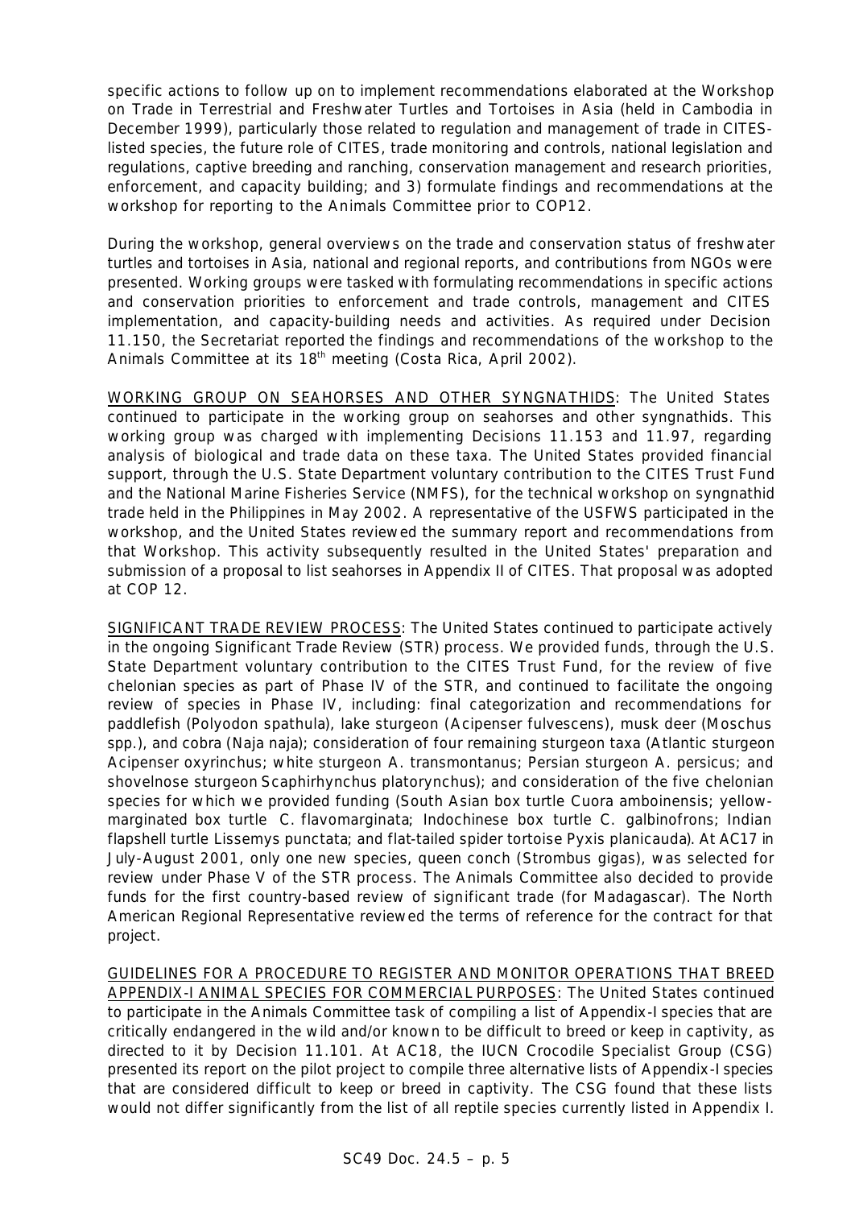specific actions to follow up on to implement recommendations elaborated at the Workshop on Trade in Terrestrial and Freshwater Turtles and Tortoises in Asia (held in Cambodia in December 1999), particularly those related to regulation and management of trade in CITES-listed species, the future role of CITES, trade monitoring and controls, national legislation and regulations, captive breeding and ranching, conservation management and research priorities, enforcement, and capacity building; and 3) formulate findings and recommendations at the workshop for reporting to the Animals Committee prior to COP12.

During the workshop, general overviews on the trade and conservation status of freshwater turtles and tortoises in Asia, national and regional reports, and contributions from NGOs were presented. Working groups were tasked with formulating recommendations in specific actions and conservation priorities to enforcement and trade controls, management and CITES implementation, and capacity-building needs and activities. As required under Decision 11.150, the Secretariat reported the findings and recommendations of the workshop to the Animals Committee at its 18th meeting (Costa Rica, April 2002).

WORKING GROUP ON SEAHORSES AND OTHER SYNGNATHIDS: The United States continued to participate in the working group on seahorses and other syngnathids. This working group was charged with implementing Decisions 11.153 and 11.97, regarding analysis of biological and trade data on these taxa. The United States provided financial support, through the U.S. State Department voluntary contribution to the CITES Trust Fund and the National Marine Fisheries Service (NMFS), for the technical workshop on syngnathid trade held in the Philippines in May 2002. A representative of the USFWS participated in the workshop, and the United States reviewed the summary report and recommendations from that Workshop. This activity subsequently resulted in the United States' preparation and submission of a proposal to list seahorses in Appendix II of CITES. That proposal was adopted at COP 12.

SIGNIFICANT TRADE REVIEW PROCESS: The United States continued to participate actively in the ongoing Significant Trade Review (STR) process. We provided funds, through the U.S. State Department voluntary contribution to the CITES Trust Fund, for the review of five chelonian species as part of Phase IV of the STR, and continued to facilitate the ongoing review of species in Phase IV, including: final categorization and recommendations for paddlefish (*Polyodon spathula*), lake sturgeon (*Acipenser fulvescens*), musk deer (*Moschus* spp.), and cobra (*Naja naja*); consideration of four remaining sturgeon taxa (Atlantic sturgeon *Acipenser oxyrinchus*; white sturgeon *A. transmontanus*; Persian sturgeon *A. persicus*; and shovelnose sturgeon *Scaphirhynchus platorynchus*); and consideration of the five chelonian species for which we provided funding (South Asian box turtle *Cuora amboinensis*; yellow-marginated box turtle *C. flavomarginata*; Indochinese box turtle *C. galbinofrons*; Indian flapshell turtle *Lissemys punctata*; and flat-tailed spider tortoise *Pyxis planicauda*). At AC17 in July-August 2001, only one new species, queen conch (*Strombus gigas*), was selected for review under Phase V of the STR process. The Animals Committee also decided to provide funds for the first country-based review of significant trade (for Madagascar). The North American Regional Representative reviewed the terms of reference for the contract for that project.

GUIDELINES FOR A PROCEDURE TO REGISTER AND MONITOR OPERATIONS THAT BREED APPENDIX-I ANIMAL SPECIES FOR COMMERCIAL PURPOSES: The United States continued to participate in the Animals Committee task of compiling a list of Appendix-I species that are critically endangered in the wild and/or known to be difficult to breed or keep in captivity, as directed to it by Decision 11.101. At AC18, the IUCN Crocodile Specialist Group (CSG) presented its report on the pilot project to compile three alternative lists of Appendix-I species that are considered difficult to keep or breed in captivity. The CSG found that these lists would not differ significantly from the list of all reptile species currently listed in Appendix I.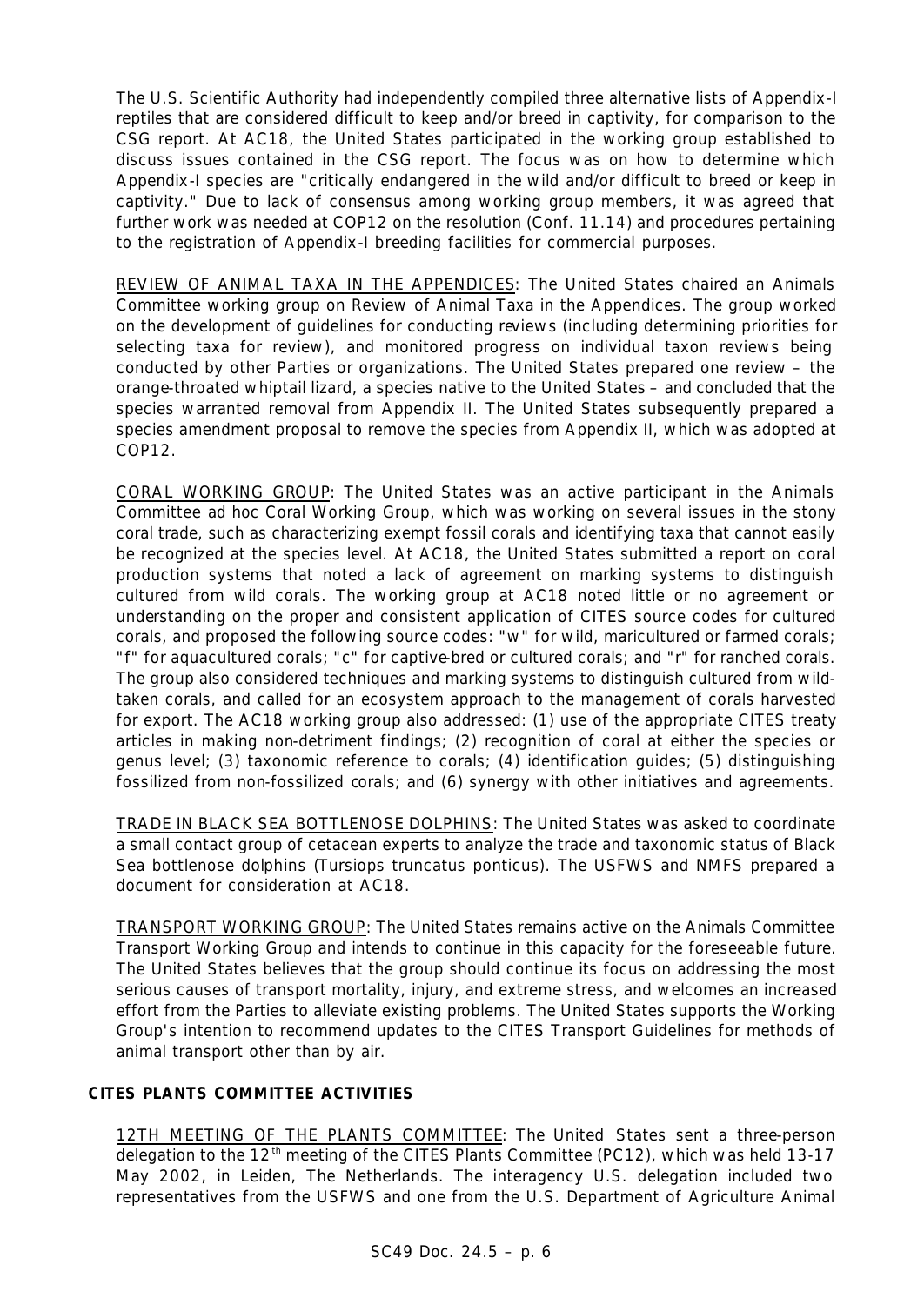The U.S. Scientific Authority had independently compiled three alternative lists of Appendix-I reptiles that are considered difficult to keep and/or breed in captivity, for comparison to the CSG report. At AC18, the United States participated in the working group established to discuss issues contained in the CSG report. The focus was on how to determine which Appendix-I species are "critically endangered in the wild and/or difficult to breed or keep in captivity." Due to lack of consensus among working group members, it was agreed that further work was needed at COP12 on the resolution (Conf. 11.14) and procedures pertaining to the registration of Appendix-I breeding facilities for commercial purposes.

REVIEW OF ANIMAL TAXA IN THE APPENDICES: The United States chaired an Animals Committee working group on Review of Animal Taxa in the Appendices. The group worked on the development of guidelines for conducting reviews (including determining priorities for selecting taxa for review), and monitored progress on individual taxon reviews being conducted by other Parties or organizations. The United States prepared one review – the orange-throated whiptail lizard, a species native to the United States – and concluded that the species warranted removal from Appendix II. The United States subsequently prepared a species amendment proposal to remove the species from Appendix II, which was adopted at COP12.

CORAL WORKING GROUP: The United States was an active participant in the Animals Committee ad hoc Coral Working Group, which was working on several issues in the stony coral trade, such as characterizing exempt fossil corals and identifying taxa that cannot easily be recognized at the species level. At AC18, the United States submitted a report on coral production systems that noted a lack of agreement on marking systems to distinguish cultured from wild corals. The working group at AC18 noted little or no agreement or understanding on the proper and consistent application of CITES source codes for cultured corals, and proposed the following source codes: "w" for wild, maricultured or farmed corals; "f" for aquacultured corals; "c" for captive-bred or cultured corals; and "r" for ranched corals. The group also considered techniques and marking systems to distinguish cultured from wild-taken corals, and called for an ecosystem approach to the management of corals harvested for export. The AC18 working group also addressed: (1) use of the appropriate CITES treaty articles in making non-detriment findings; (2) recognition of coral at either the species or genus level; (3) taxonomic reference to corals; (4) identification guides; (5) distinguishing fossilized from non-fossilized corals; and (6) synergy with other initiatives and agreements.

TRADE IN BLACK SEA BOTTLENOSE DOLPHINS: The United States was asked to coordinate a small contact group of cetacean experts to analyze the trade and taxonomic status of Black Sea bottlenose dolphins (*Tursiops truncatus ponticus*). The USFWS and NMFS prepared a document for consideration at AC18.

TRANSPORT WORKING GROUP: The United States remains active on the Animals Committee Transport Working Group and intends to continue in this capacity for the foreseeable future. The United States believes that the group should continue its focus on addressing the most serious causes of transport mortality, injury, and extreme stress, and welcomes an increased effort from the Parties to alleviate existing problems. The United States supports the Working Group's intention to recommend updates to the CITES Transport Guidelines for methods of animal transport other than by air.

## CITES PLANTS COMMITTEE ACTIVITIES

12TH MEETING OF THE PLANTS COMMITTEE: The United States sent a three-person delegation to the 12th meeting of the CITES Plants Committee (PC12), which was held 13-17 May 2002, in Leiden, The Netherlands. The interagency U.S. delegation included two representatives from the USFWS and one from the U.S. Department of Agriculture Animal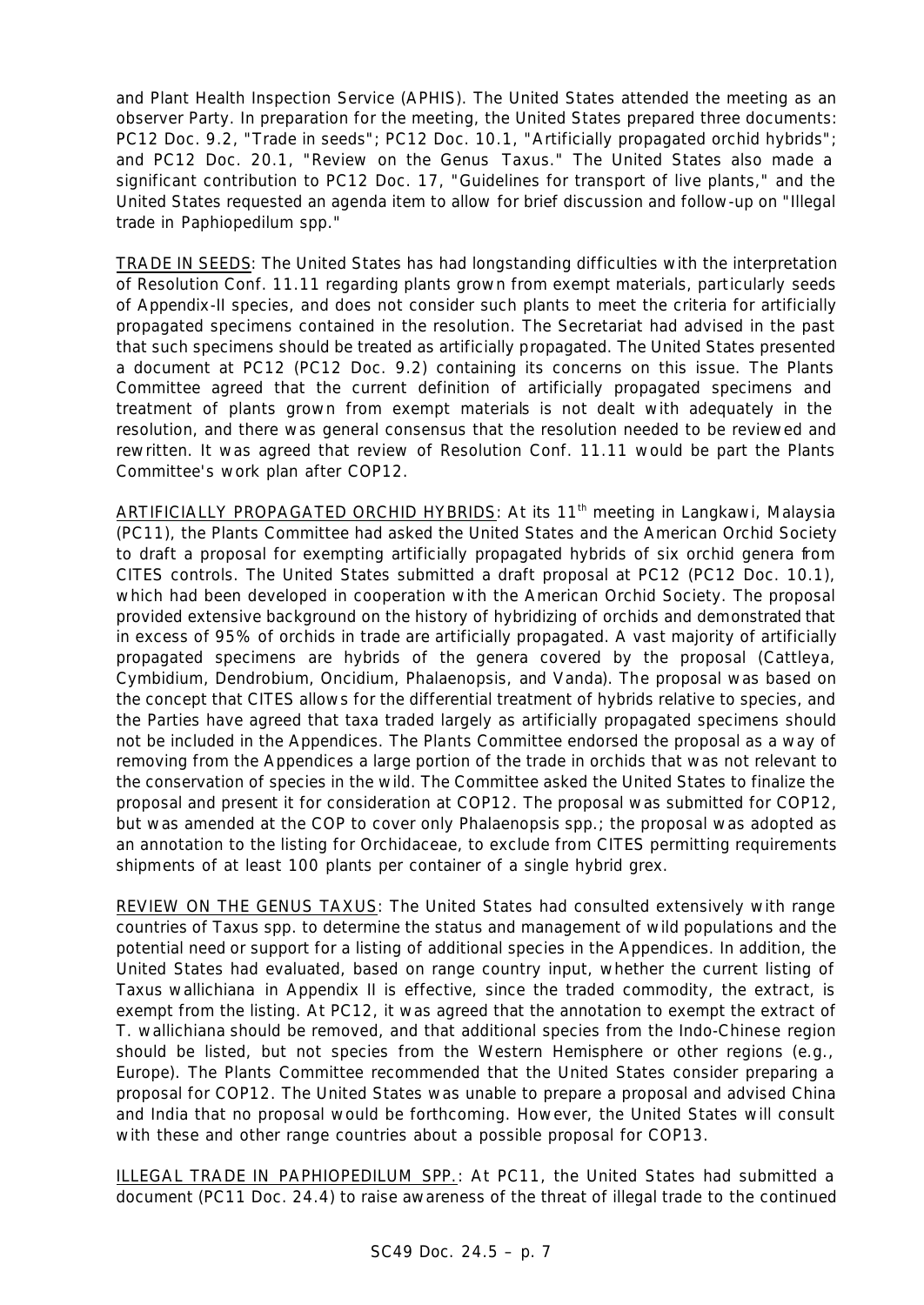and Plant Health Inspection Service (APHIS). The United States attended the meeting as an observer Party. In preparation for the meeting, the United States prepared three documents: PC12 Doc. 9.2, "Trade in seeds"; PC12 Doc. 10.1, "Artificially propagated orchid hybrids"; and PC12 Doc. 20.1, "Review on the Genus *Taxus*." The United States also made a significant contribution to PC12 Doc. 17, "Guidelines for transport of live plants," and the United States requested an agenda item to allow for brief discussion and follow-up on "Illegal trade in *Paphiopedilum* spp."

<u>TRADE IN SEEDS</u>: The United States has had longstanding difficulties with the interpretation of Resolution Conf. 11.11 regarding plants grown from exempt materials, particularly seeds of Appendix-II species, and does not consider such plants to meet the criteria for artificially propagated specimens contained in the resolution. The Secretariat had advised in the past that such specimens should be treated as artificially propagated. The United States presented a document at PC12 (PC12 Doc. 9.2) containing its concerns on this issue. The Plants Committee agreed that the current definition of artificially propagated specimens and treatment of plants grown from exempt materials is not dealt with adequately in the resolution, and there was general consensus that the resolution needed to be reviewed and rewritten. It was agreed that review of Resolution Conf. 11.11 would be part the Plants Committee's work plan after COP12.

<u>ARTIFICIALLY PROPAGATED ORCHID HYBRIDS</u>: At its 11th meeting in Langkawi, Malaysia (PC11), the Plants Committee had asked the United States and the American Orchid Society to draft a proposal for exempting artificially propagated hybrids of six orchid genera from CITES controls. The United States submitted a draft proposal at PC12 (PC12 Doc. 10.1), which had been developed in cooperation with the American Orchid Society. The proposal provided extensive background on the history of hybridizing of orchids and demonstrated that in excess of 95% of orchids in trade are artificially propagated. A vast majority of artificially propagated specimens are hybrids of the genera covered by the proposal (*Cattleya*, *Cymbidium*, *Dendrobium*, *Oncidium*, *Phalaenopsis*, and *Vanda*). The proposal was based on the concept that CITES allows for the differential treatment of hybrids relative to species, and the Parties have agreed that taxa traded largely as artificially propagated specimens should not be included in the Appendices. The Plants Committee endorsed the proposal as a way of removing from the Appendices a large portion of the trade in orchids that was not relevant to the conservation of species in the wild. The Committee asked the United States to finalize the proposal and present it for consideration at COP12. The proposal was submitted for COP12, but was amended at the COP to cover only *Phalaenopsis* spp.; the proposal was adopted as an annotation to the listing for Orchidaceae, to exclude from CITES permitting requirements shipments of at least 100 plants per container of a single hybrid grex.

<u>REVIEW ON THE GENUS *TAXUS*</u>: The United States had consulted extensively with range countries of *Taxus* spp. to determine the status and management of wild populations and the potential need or support for a listing of additional species in the Appendices. In addition, the United States had evaluated, based on range country input, whether the current listing of *Taxus wallichiana* in Appendix II is effective, since the traded commodity, the extract, is exempt from the listing. At PC12, it was agreed that the annotation to exempt the extract of *T. wallichiana* should be removed, and that additional species from the Indo-Chinese region should be listed, but not species from the Western Hemisphere or other regions (e.g., Europe). The Plants Committee recommended that the United States consider preparing a proposal for COP12. The United States was unable to prepare a proposal and advised China and India that no proposal would be forthcoming. However, the United States will consult with these and other range countries about a possible proposal for COP13.

<u>ILLEGAL TRADE IN *PAPHIOPEDILUM* SPP.</u>: At PC11, the United States had submitted a document (PC11 Doc. 24.4) to raise awareness of the threat of illegal trade to the continued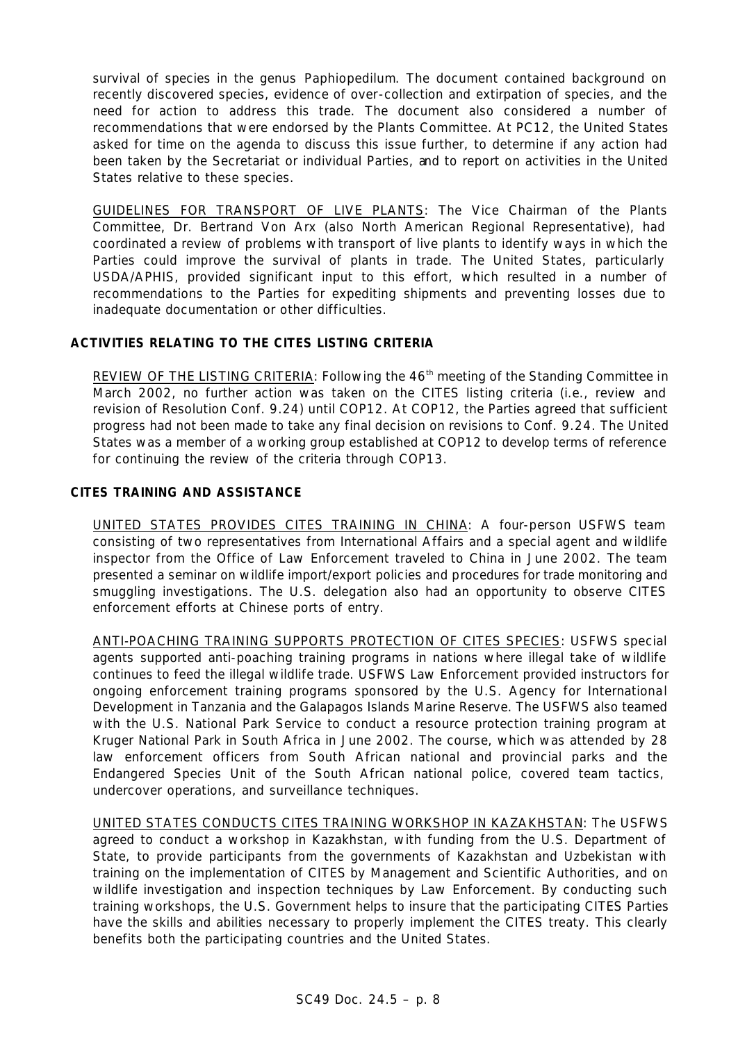survival of species in the genus *Paphiopedilum*. The document contained background on recently discovered species, evidence of over-collection and extirpation of species, and the need for action to address this trade. The document also considered a number of recommendations that were endorsed by the Plants Committee. At PC12, the United States asked for time on the agenda to discuss this issue further, to determine if any action had been taken by the Secretariat or individual Parties, and to report on activities in the United States relative to these species.

GUIDELINES FOR TRANSPORT OF LIVE PLANTS: The Vice Chairman of the Plants Committee, Dr. Bertrand Von Arx (also North American Regional Representative), had coordinated a review of problems with transport of live plants to identify ways in which the Parties could improve the survival of plants in trade. The United States, particularly USDA/APHIS, provided significant input to this effort, which resulted in a number of recommendations to the Parties for expediting shipments and preventing losses due to inadequate documentation or other difficulties.

**ACTIVITIES RELATING TO THE CITES LISTING CRITERIA**

REVIEW OF THE LISTING CRITERIA: Following the 46th meeting of the Standing Committee in March 2002, no further action was taken on the CITES listing criteria (i.e., review and revision of Resolution Conf. 9.24) until COP12. At COP12, the Parties agreed that sufficient progress had not been made to take any final decision on revisions to Conf. 9.24. The United States was a member of a working group established at COP12 to develop terms of reference for continuing the review of the criteria through COP13.

**CITES TRAINING AND ASSISTANCE**

UNITED STATES PROVIDES CITES TRAINING IN CHINA: A four-person USFWS team consisting of two representatives from International Affairs and a special agent and wildlife inspector from the Office of Law Enforcement traveled to China in June 2002. The team presented a seminar on wildlife import/export policies and procedures for trade monitoring and smuggling investigations. The U.S. delegation also had an opportunity to observe CITES enforcement efforts at Chinese ports of entry.

ANTI-POACHING TRAINING SUPPORTS PROTECTION OF CITES SPECIES: USFWS special agents supported anti-poaching training programs in nations where illegal take of wildlife continues to feed the illegal wildlife trade. USFWS Law Enforcement provided instructors for ongoing enforcement training programs sponsored by the U.S. Agency for International Development in Tanzania and the Galapagos Islands Marine Reserve. The USFWS also teamed with the U.S. National Park Service to conduct a resource protection training program at Kruger National Park in South Africa in June 2002. The course, which was attended by 28 law enforcement officers from South African national and provincial parks and the Endangered Species Unit of the South African national police, covered team tactics, undercover operations, and surveillance techniques.

UNITED STATES CONDUCTS CITES TRAINING WORKSHOP IN KAZAKHSTAN: The USFWS agreed to conduct a workshop in Kazakhstan, with funding from the U.S. Department of State, to provide participants from the governments of Kazakhstan and Uzbekistan with training on the implementation of CITES by Management and Scientific Authorities, and on wildlife investigation and inspection techniques by Law Enforcement. By conducting such training workshops, the U.S. Government helps to insure that the participating CITES Parties have the skills and abilities necessary to properly implement the CITES treaty. This clearly benefits both the participating countries and the United States.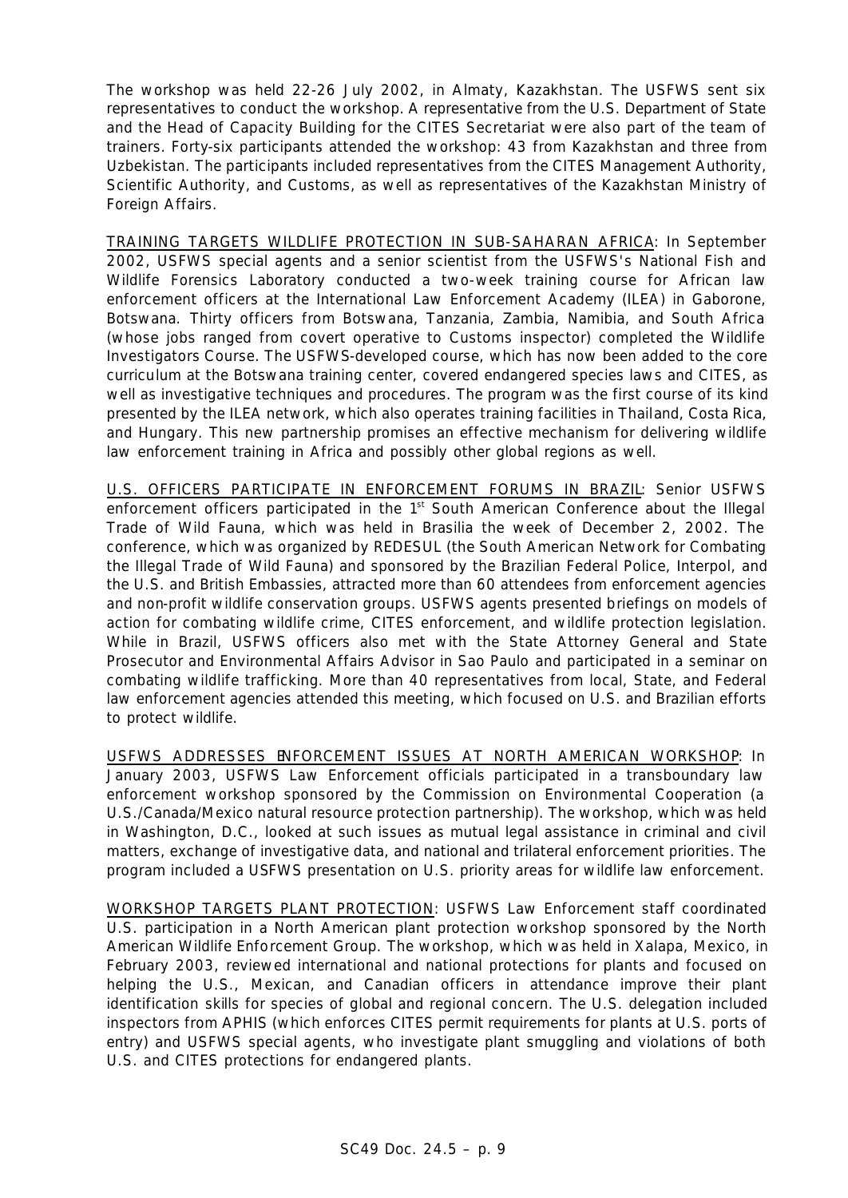The workshop was held 22-26 July 2002, in Almaty, Kazakhstan. The USFWS sent six representatives to conduct the workshop. A representative from the U.S. Department of State and the Head of Capacity Building for the CITES Secretariat were also part of the team of trainers. Forty-six participants attended the workshop: 43 from Kazakhstan and three from Uzbekistan. The participants included representatives from the CITES Management Authority, Scientific Authority, and Customs, as well as representatives of the Kazakhstan Ministry of Foreign Affairs.

TRAINING TARGETS WILDLIFE PROTECTION IN SUB-SAHARAN AFRICA: In September 2002, USFWS special agents and a senior scientist from the USFWS's National Fish and Wildlife Forensics Laboratory conducted a two-week training course for African law enforcement officers at the International Law Enforcement Academy (ILEA) in Gaborone, Botswana. Thirty officers from Botswana, Tanzania, Zambia, Namibia, and South Africa (whose jobs ranged from covert operative to Customs inspector) completed the Wildlife Investigators Course. The USFWS-developed course, which has now been added to the core curriculum at the Botswana training center, covered endangered species laws and CITES, as well as investigative techniques and procedures. The program was the first course of its kind presented by the ILEA network, which also operates training facilities in Thailand, Costa Rica, and Hungary. This new partnership promises an effective mechanism for delivering wildlife law enforcement training in Africa and possibly other global regions as well.

U.S. OFFICERS PARTICIPATE IN ENFORCEMENT FORUMS IN BRAZIL: Senior USFWS enforcement officers participated in the 1st South American Conference about the Illegal Trade of Wild Fauna, which was held in Brasilia the week of December 2, 2002. The conference, which was organized by REDESUL (the South American Network for Combating the Illegal Trade of Wild Fauna) and sponsored by the Brazilian Federal Police, Interpol, and the U.S. and British Embassies, attracted more than 60 attendees from enforcement agencies and non-profit wildlife conservation groups. USFWS agents presented briefings on models of action for combating wildlife crime, CITES enforcement, and wildlife protection legislation. While in Brazil, USFWS officers also met with the State Attorney General and State Prosecutor and Environmental Affairs Advisor in Sao Paulo and participated in a seminar on combating wildlife trafficking. More than 40 representatives from local, State, and Federal law enforcement agencies attended this meeting, which focused on U.S. and Brazilian efforts to protect wildlife.

USFWS ADDRESSES ENFORCEMENT ISSUES AT NORTH AMERICAN WORKSHOP: In January 2003, USFWS Law Enforcement officials participated in a transboundary law enforcement workshop sponsored by the Commission on Environmental Cooperation (a U.S./Canada/Mexico natural resource protection partnership). The workshop, which was held in Washington, D.C., looked at such issues as mutual legal assistance in criminal and civil matters, exchange of investigative data, and national and trilateral enforcement priorities. The program included a USFWS presentation on U.S. priority areas for wildlife law enforcement.

WORKSHOP TARGETS PLANT PROTECTION: USFWS Law Enforcement staff coordinated U.S. participation in a North American plant protection workshop sponsored by the North American Wildlife Enforcement Group. The workshop, which was held in Xalapa, Mexico, in February 2003, reviewed international and national protections for plants and focused on helping the U.S., Mexican, and Canadian officers in attendance improve their plant identification skills for species of global and regional concern. The U.S. delegation included inspectors from APHIS (which enforces CITES permit requirements for plants at U.S. ports of entry) and USFWS special agents, who investigate plant smuggling and violations of both U.S. and CITES protections for endangered plants.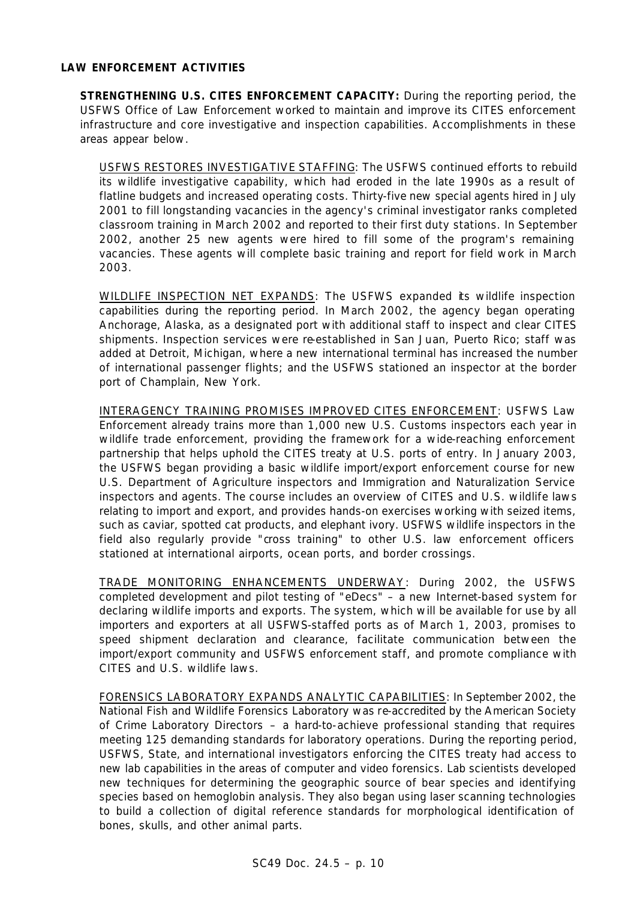## LAW ENFORCEMENT ACTIVITIES

**STRENGTHENING U.S. CITES ENFORCEMENT CAPACITY:** During the reporting period, the USFWS Office of Law Enforcement worked to maintain and improve its CITES enforcement infrastructure and core investigative and inspection capabilities. Accomplishments in these areas appear below.

<u>USFWS RESTORES INVESTIGATIVE STAFFING</u>: The USFWS continued efforts to rebuild its wildlife investigative capability, which had eroded in the late 1990s as a result of flatline budgets and increased operating costs. Thirty-five new special agents hired in July 2001 to fill longstanding vacancies in the agency's criminal investigator ranks completed classroom training in March 2002 and reported to their first duty stations. In September 2002, another 25 new agents were hired to fill some of the program's remaining vacancies. These agents will complete basic training and report for field work in March 2003.

<u>WILDLIFE INSPECTION NET EXPANDS</u>: The USFWS expanded its wildlife inspection capabilities during the reporting period. In March 2002, the agency began operating Anchorage, Alaska, as a designated port with additional staff to inspect and clear CITES shipments. Inspection services were re-established in San Juan, Puerto Rico; staff was added at Detroit, Michigan, where a new international terminal has increased the number of international passenger flights; and the USFWS stationed an inspector at the border port of Champlain, New York.

<u>INTERAGENCY TRAINING PROMISES IMPROVED CITES ENFORCEMENT</u>: USFWS Law Enforcement already trains more than 1,000 new U.S. Customs inspectors each year in wildlife trade enforcement, providing the framework for a wide-reaching enforcement partnership that helps uphold the CITES treaty at U.S. ports of entry. In January 2003, the USFWS began providing a basic wildlife import/export enforcement course for new U.S. Department of Agriculture inspectors and Immigration and Naturalization Service inspectors and agents. The course includes an overview of CITES and U.S. wildlife laws relating to import and export, and provides hands-on exercises working with seized items, such as caviar, spotted cat products, and elephant ivory. USFWS wildlife inspectors in the field also regularly provide "cross training" to other U.S. law enforcement officers stationed at international airports, ocean ports, and border crossings.

<u>TRADE MONITORING ENHANCEMENTS UNDERWAY</u>: During 2002, the USFWS completed development and pilot testing of "eDecs" – a new Internet-based system for declaring wildlife imports and exports. The system, which will be available for use by all importers and exporters at all USFWS-staffed ports as of March 1, 2003, promises to speed shipment declaration and clearance, facilitate communication between the import/export community and USFWS enforcement staff, and promote compliance with CITES and U.S. wildlife laws.

<u>FORENSICS LABORATORY EXPANDS ANALYTIC CAPABILITIES</u>: In September 2002, the National Fish and Wildlife Forensics Laboratory was re-accredited by the American Society of Crime Laboratory Directors – a hard-to-achieve professional standing that requires meeting 125 demanding standards for laboratory operations. During the reporting period, USFWS, State, and international investigators enforcing the CITES treaty had access to new lab capabilities in the areas of computer and video forensics. Lab scientists developed new techniques for determining the geographic source of bear species and identifying species based on hemoglobin analysis. They also began using laser scanning technologies to build a collection of digital reference standards for morphological identification of bones, skulls, and other animal parts.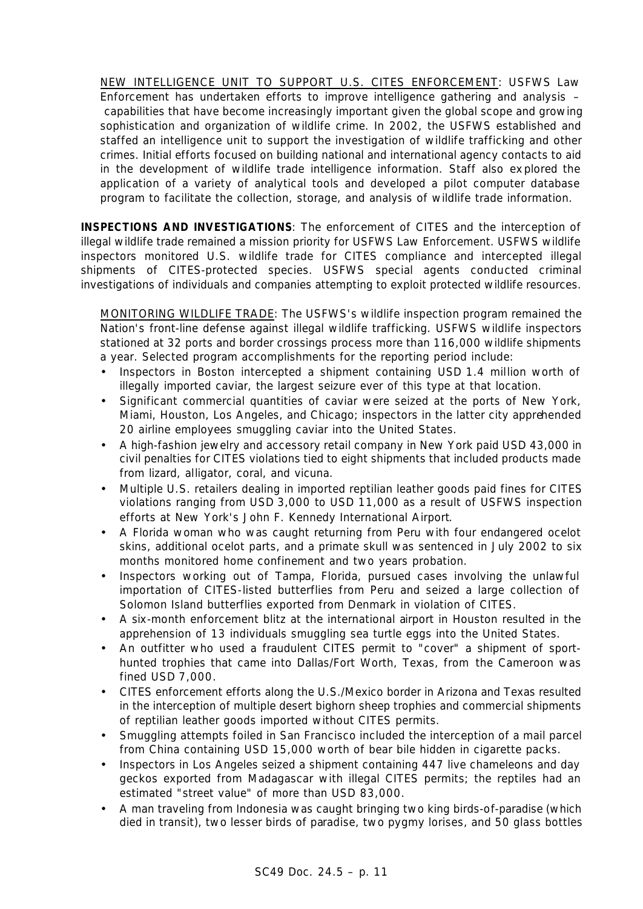NEW INTELLIGENCE UNIT TO SUPPORT U.S. CITES ENFORCEMENT: USFWS Law Enforcement has undertaken efforts to improve intelligence gathering and analysis – capabilities that have become increasingly important given the global scope and growing sophistication and organization of wildlife crime. In 2002, the USFWS established and staffed an intelligence unit to support the investigation of wildlife trafficking and other crimes. Initial efforts focused on building national and international agency contacts to aid in the development of wildlife trade intelligence information. Staff also explored the application of a variety of analytical tools and developed a pilot computer database program to facilitate the collection, storage, and analysis of wildlife trade information.

**INSPECTIONS AND INVESTIGATIONS**: The enforcement of CITES and the interception of illegal wildlife trade remained a mission priority for USFWS Law Enforcement. USFWS wildlife inspectors monitored U.S. wildlife trade for CITES compliance and intercepted illegal shipments of CITES-protected species. USFWS special agents conducted criminal investigations of individuals and companies attempting to exploit protected wildlife resources.

MONITORING WILDLIFE TRADE: The USFWS's wildlife inspection program remained the Nation's front-line defense against illegal wildlife trafficking. USFWS wildlife inspectors stationed at 32 ports and border crossings process more than 116,000 wildlife shipments a year. Selected program accomplishments for the reporting period include:

- Inspectors in Boston intercepted a shipment containing USD 1.4 million worth of illegally imported caviar, the largest seizure ever of this type at that location.
- Significant commercial quantities of caviar were seized at the ports of New York, Miami, Houston, Los Angeles, and Chicago; inspectors in the latter city apprehended 20 airline employees smuggling caviar into the United States.
- A high-fashion jewelry and accessory retail company in New York paid USD 43,000 in civil penalties for CITES violations tied to eight shipments that included products made from lizard, alligator, coral, and vicuna.
- Multiple U.S. retailers dealing in imported reptilian leather goods paid fines for CITES violations ranging from USD 3,000 to USD 11,000 as a result of USFWS inspection efforts at New York's John F. Kennedy International Airport.
- A Florida woman who was caught returning from Peru with four endangered ocelot skins, additional ocelot parts, and a primate skull was sentenced in July 2002 to six months monitored home confinement and two years probation.
- Inspectors working out of Tampa, Florida, pursued cases involving the unlawful importation of CITES-listed butterflies from Peru and seized a large collection of Solomon Island butterflies exported from Denmark in violation of CITES.
- A six-month enforcement blitz at the international airport in Houston resulted in the apprehension of 13 individuals smuggling sea turtle eggs into the United States.
- An outfitter who used a fraudulent CITES permit to "cover" a shipment of sport-hunted trophies that came into Dallas/Fort Worth, Texas, from the Cameroon was fined USD 7,000.
- CITES enforcement efforts along the U.S./Mexico border in Arizona and Texas resulted in the interception of multiple desert bighorn sheep trophies and commercial shipments of reptilian leather goods imported without CITES permits.
- Smuggling attempts foiled in San Francisco included the interception of a mail parcel from China containing USD 15,000 worth of bear bile hidden in cigarette packs.
- Inspectors in Los Angeles seized a shipment containing 447 live chameleons and day geckos exported from Madagascar with illegal CITES permits; the reptiles had an estimated "street value" of more than USD 83,000.
- A man traveling from Indonesia was caught bringing two king birds-of-paradise (which died in transit), two lesser birds of paradise, two pygmy lorises, and 50 glass bottles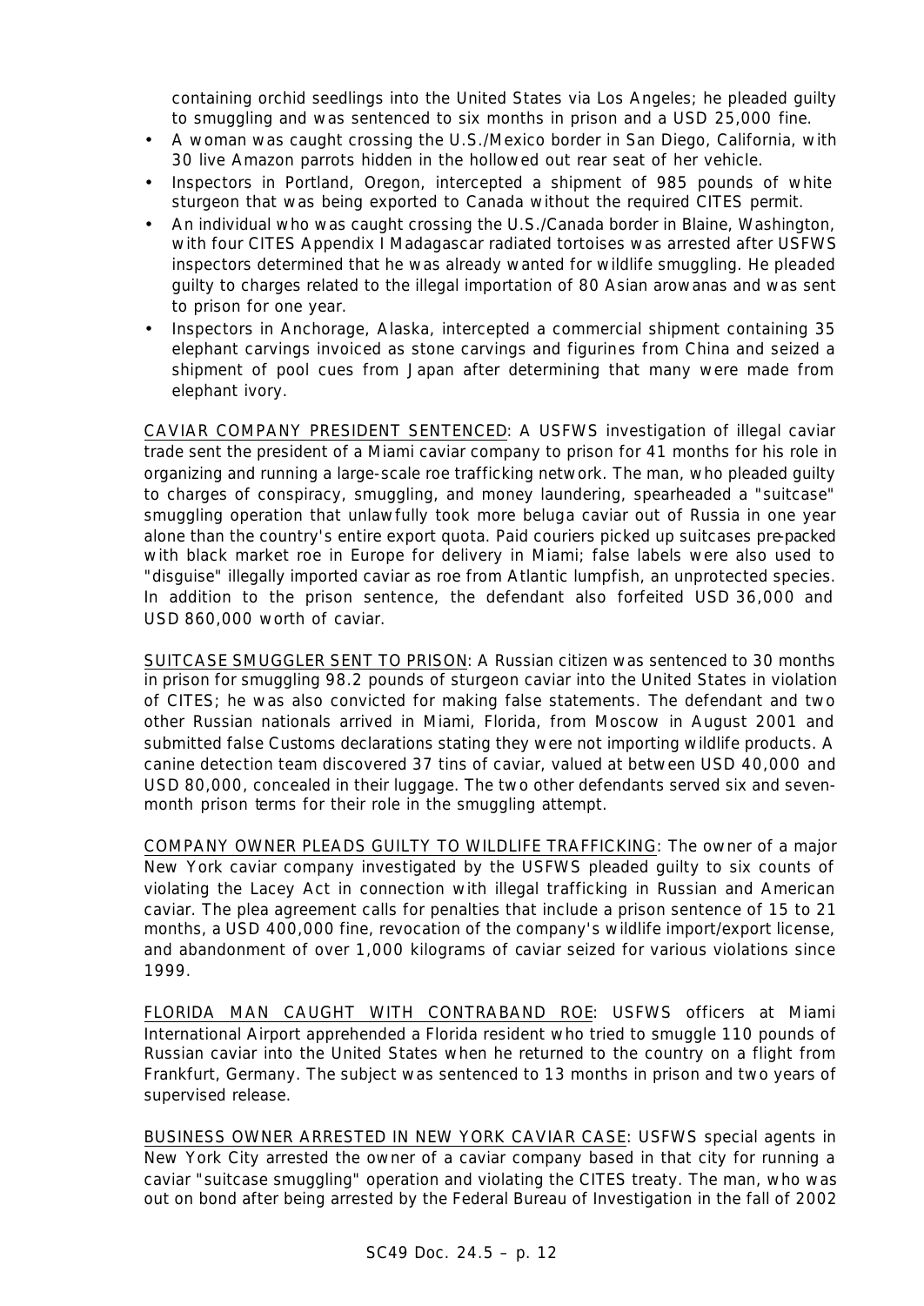containing orchid seedlings into the United States via Los Angeles; he pleaded guilty to smuggling and was sentenced to six months in prison and a USD 25,000 fine.

- A woman was caught crossing the U.S./Mexico border in San Diego, California, with 30 live Amazon parrots hidden in the hollowed out rear seat of her vehicle.
- Inspectors in Portland, Oregon, intercepted a shipment of 985 pounds of white sturgeon that was being exported to Canada without the required CITES permit.
- An individual who was caught crossing the U.S./Canada border in Blaine, Washington, with four CITES Appendix I Madagascar radiated tortoises was arrested after USFWS inspectors determined that he was already wanted for wildlife smuggling. He pleaded guilty to charges related to the illegal importation of 80 Asian arowanas and was sent to prison for one year.
- Inspectors in Anchorage, Alaska, intercepted a commercial shipment containing 35 elephant carvings invoiced as stone carvings and figurines from China and seized a shipment of pool cues from Japan after determining that many were made from elephant ivory.

<u>CAVIAR COMPANY PRESIDENT SENTENCED</u>: A USFWS investigation of illegal caviar trade sent the president of a Miami caviar company to prison for 41 months for his role in organizing and running a large-scale roe trafficking network. The man, who pleaded guilty to charges of conspiracy, smuggling, and money laundering, spearheaded a "suitcase" smuggling operation that unlawfully took more beluga caviar out of Russia in one year alone than the country's entire export quota. Paid couriers picked up suitcases pre-packed with black market roe in Europe for delivery in Miami; false labels were also used to "disguise" illegally imported caviar as roe from Atlantic lumpfish, an unprotected species. In addition to the prison sentence, the defendant also forfeited USD 36,000 and USD 860,000 worth of caviar.

<u>SUITCASE SMUGGLER SENT TO PRISON</u>: A Russian citizen was sentenced to 30 months in prison for smuggling 98.2 pounds of sturgeon caviar into the United States in violation of CITES; he was also convicted for making false statements. The defendant and two other Russian nationals arrived in Miami, Florida, from Moscow in August 2001 and submitted false Customs declarations stating they were not importing wildlife products. A canine detection team discovered 37 tins of caviar, valued at between USD 40,000 and USD 80,000, concealed in their luggage. The two other defendants served six and seven-month prison terms for their role in the smuggling attempt.

<u>COMPANY OWNER PLEADS GUILTY TO WILDLIFE TRAFFICKING</u>: The owner of a major New York caviar company investigated by the USFWS pleaded guilty to six counts of violating the Lacey Act in connection with illegal trafficking in Russian and American caviar. The plea agreement calls for penalties that include a prison sentence of 15 to 21 months, a USD 400,000 fine, revocation of the company's wildlife import/export license, and abandonment of over 1,000 kilograms of caviar seized for various violations since 1999.

<u>FLORIDA MAN CAUGHT WITH CONTRABAND ROE</u>: USFWS officers at Miami International Airport apprehended a Florida resident who tried to smuggle 110 pounds of Russian caviar into the United States when he returned to the country on a flight from Frankfurt, Germany. The subject was sentenced to 13 months in prison and two years of supervised release.

<u>BUSINESS OWNER ARRESTED IN NEW YORK CAVIAR CASE</u>: USFWS special agents in New York City arrested the owner of a caviar company based in that city for running a caviar "suitcase smuggling" operation and violating the CITES treaty. The man, who was out on bond after being arrested by the Federal Bureau of Investigation in the fall of 2002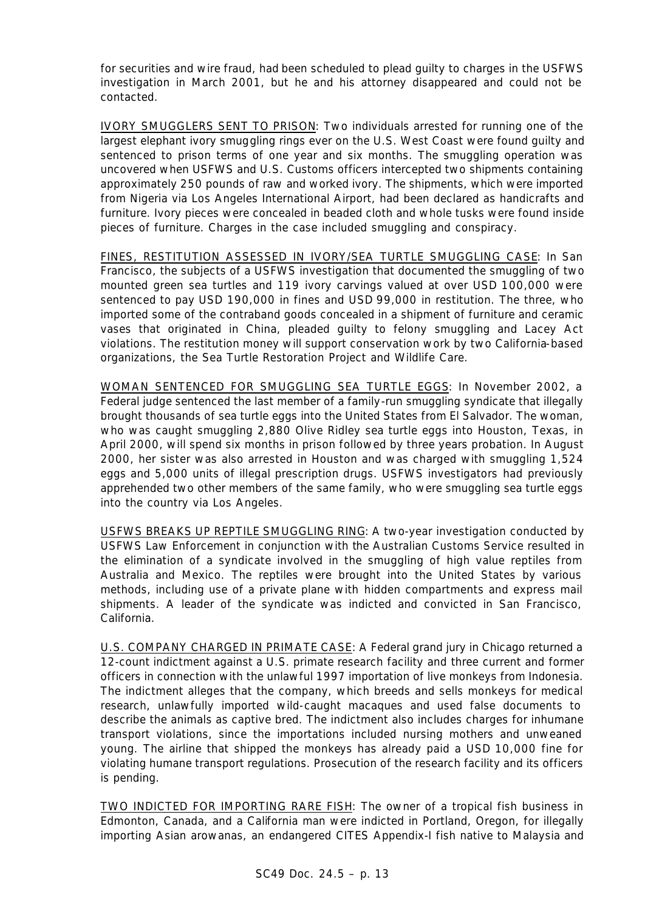for securities and wire fraud, had been scheduled to plead guilty to charges in the USFWS investigation in March 2001, but he and his attorney disappeared and could not be contacted.

<u>IVORY SMUGGLERS SENT TO PRISON</u>: Two individuals arrested for running one of the largest elephant ivory smuggling rings ever on the U.S. West Coast were found guilty and sentenced to prison terms of one year and six months. The smuggling operation was uncovered when USFWS and U.S. Customs officers intercepted two shipments containing approximately 250 pounds of raw and worked ivory. The shipments, which were imported from Nigeria via Los Angeles International Airport, had been declared as handicrafts and furniture. Ivory pieces were concealed in beaded cloth and whole tusks were found inside pieces of furniture. Charges in the case included smuggling and conspiracy.

<u>FINES, RESTITUTION ASSESSED IN IVORY/SEA TURTLE SMUGGLING CASE</u>: In San Francisco, the subjects of a USFWS investigation that documented the smuggling of two mounted green sea turtles and 119 ivory carvings valued at over USD 100,000 were sentenced to pay USD 190,000 in fines and USD 99,000 in restitution. The three, who imported some of the contraband goods concealed in a shipment of furniture and ceramic vases that originated in China, pleaded guilty to felony smuggling and Lacey Act violations. The restitution money will support conservation work by two California-based organizations, the Sea Turtle Restoration Project and Wildlife Care.

<u>WOMAN SENTENCED FOR SMUGGLING SEA TURTLE EGGS</u>: In November 2002, a Federal judge sentenced the last member of a family-run smuggling syndicate that illegally brought thousands of sea turtle eggs into the United States from El Salvador. The woman, who was caught smuggling 2,880 Olive Ridley sea turtle eggs into Houston, Texas, in April 2000, will spend six months in prison followed by three years probation. In August 2000, her sister was also arrested in Houston and was charged with smuggling 1,524 eggs and 5,000 units of illegal prescription drugs. USFWS investigators had previously apprehended two other members of the same family, who were smuggling sea turtle eggs into the country via Los Angeles.

<u>USFWS BREAKS UP REPTILE SMUGGLING RING</u>: A two-year investigation conducted by USFWS Law Enforcement in conjunction with the Australian Customs Service resulted in the elimination of a syndicate involved in the smuggling of high value reptiles from Australia and Mexico. The reptiles were brought into the United States by various methods, including use of a private plane with hidden compartments and express mail shipments. A leader of the syndicate was indicted and convicted in San Francisco, California.

<u>U.S. COMPANY CHARGED IN PRIMATE CASE</u>: A Federal grand jury in Chicago returned a 12-count indictment against a U.S. primate research facility and three current and former officers in connection with the unlawful 1997 importation of live monkeys from Indonesia. The indictment alleges that the company, which breeds and sells monkeys for medical research, unlawfully imported wild-caught macaques and used false documents to describe the animals as captive bred. The indictment also includes charges for inhumane transport violations, since the importations included nursing mothers and unweaned young. The airline that shipped the monkeys has already paid a USD 10,000 fine for violating humane transport regulations. Prosecution of the research facility and its officers is pending.

<u>TWO INDICTED FOR IMPORTING RARE FISH</u>: The owner of a tropical fish business in Edmonton, Canada, and a California man were indicted in Portland, Oregon, for illegally importing Asian arowanas, an endangered CITES Appendix-I fish native to Malaysia and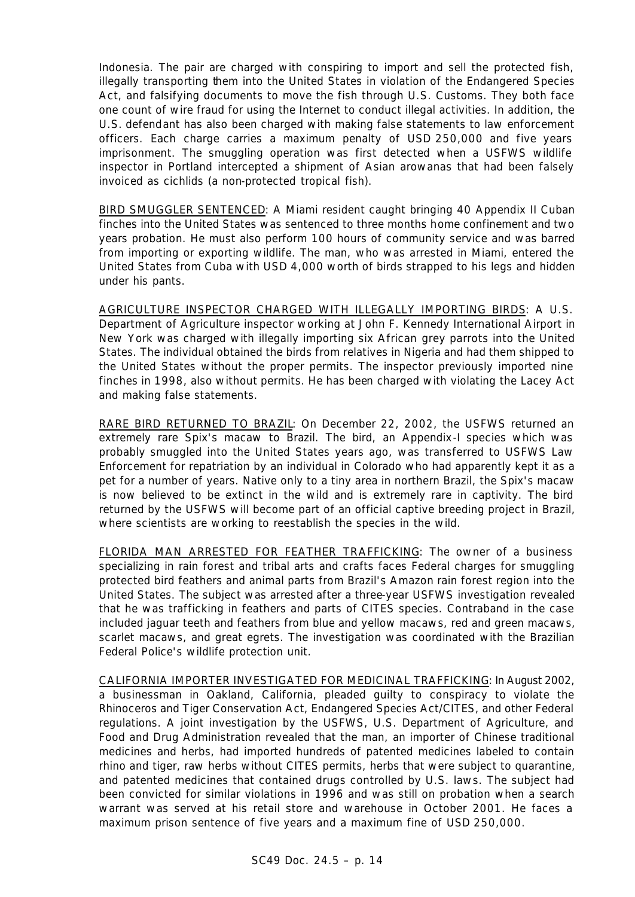Indonesia. The pair are charged with conspiring to import and sell the protected fish, illegally transporting them into the United States in violation of the Endangered Species Act, and falsifying documents to move the fish through U.S. Customs. They both face one count of wire fraud for using the Internet to conduct illegal activities. In addition, the U.S. defendant has also been charged with making false statements to law enforcement officers. Each charge carries a maximum penalty of USD 250,000 and five years imprisonment. The smuggling operation was first detected when a USFWS wildlife inspector in Portland intercepted a shipment of Asian arowanas that had been falsely invoiced as cichlids (a non-protected tropical fish).

BIRD SMUGGLER SENTENCED: A Miami resident caught bringing 40 Appendix II Cuban finches into the United States was sentenced to three months home confinement and two years probation. He must also perform 100 hours of community service and was barred from importing or exporting wildlife. The man, who was arrested in Miami, entered the United States from Cuba with USD 4,000 worth of birds strapped to his legs and hidden under his pants.

AGRICULTURE INSPECTOR CHARGED WITH ILLEGALLY IMPORTING BIRDS: A U.S. Department of Agriculture inspector working at John F. Kennedy International Airport in New York was charged with illegally importing six African grey parrots into the United States. The individual obtained the birds from relatives in Nigeria and had them shipped to the United States without the proper permits. The inspector previously imported nine finches in 1998, also without permits. He has been charged with violating the Lacey Act and making false statements.

RARE BIRD RETURNED TO BRAZIL: On December 22, 2002, the USFWS returned an extremely rare Spix's macaw to Brazil. The bird, an Appendix-I species which was probably smuggled into the United States years ago, was transferred to USFWS Law Enforcement for repatriation by an individual in Colorado who had apparently kept it as a pet for a number of years. Native only to a tiny area in northern Brazil, the Spix's macaw is now believed to be extinct in the wild and is extremely rare in captivity. The bird returned by the USFWS will become part of an official captive breeding project in Brazil, where scientists are working to reestablish the species in the wild.

FLORIDA MAN ARRESTED FOR FEATHER TRAFFICKING: The owner of a business specializing in rain forest and tribal arts and crafts faces Federal charges for smuggling protected bird feathers and animal parts from Brazil's Amazon rain forest region into the United States. The subject was arrested after a three-year USFWS investigation revealed that he was trafficking in feathers and parts of CITES species. Contraband in the case included jaguar teeth and feathers from blue and yellow macaws, red and green macaws, scarlet macaws, and great egrets. The investigation was coordinated with the Brazilian Federal Police's wildlife protection unit.

CALIFORNIA IMPORTER INVESTIGATED FOR MEDICINAL TRAFFICKING: In August 2002, a businessman in Oakland, California, pleaded guilty to conspiracy to violate the Rhinoceros and Tiger Conservation Act, Endangered Species Act/CITES, and other Federal regulations. A joint investigation by the USFWS, U.S. Department of Agriculture, and Food and Drug Administration revealed that the man, an importer of Chinese traditional medicines and herbs, had imported hundreds of patented medicines labeled to contain rhino and tiger, raw herbs without CITES permits, herbs that were subject to quarantine, and patented medicines that contained drugs controlled by U.S. laws. The subject had been convicted for similar violations in 1996 and was still on probation when a search warrant was served at his retail store and warehouse in October 2001. He faces a maximum prison sentence of five years and a maximum fine of USD 250,000.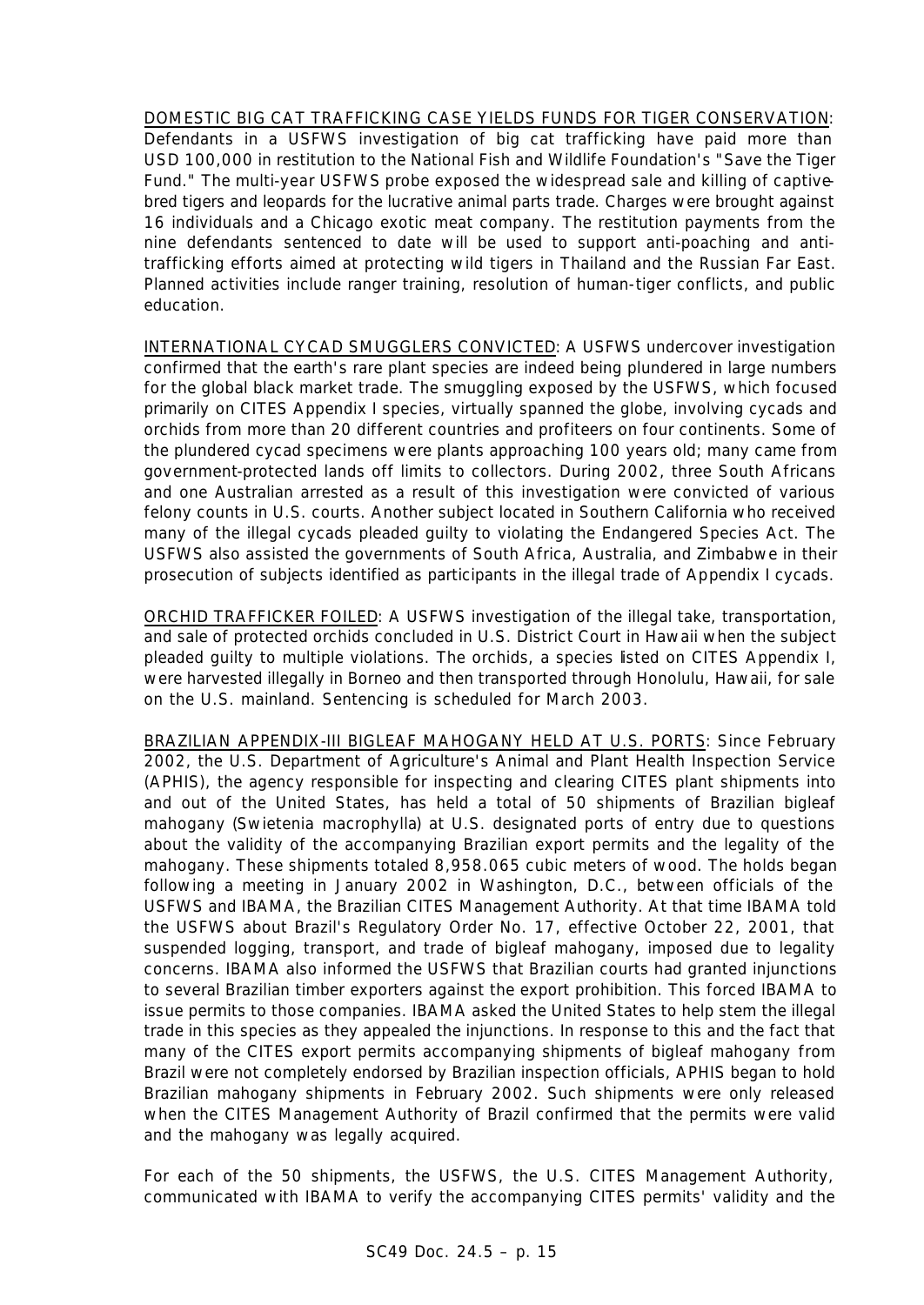DOMESTIC BIG CAT TRAFFICKING CASE YIELDS FUNDS FOR TIGER CONSERVATION: Defendants in a USFWS investigation of big cat trafficking have paid more than USD 100,000 in restitution to the National Fish and Wildlife Foundation's "Save the Tiger Fund." The multi-year USFWS probe exposed the widespread sale and killing of captive-bred tigers and leopards for the lucrative animal parts trade. Charges were brought against 16 individuals and a Chicago exotic meat company. The restitution payments from the nine defendants sentenced to date will be used to support anti-poaching and anti-trafficking efforts aimed at protecting wild tigers in Thailand and the Russian Far East. Planned activities include ranger training, resolution of human-tiger conflicts, and public education.

INTERNATIONAL CYCAD SMUGGLERS CONVICTED: A USFWS undercover investigation confirmed that the earth's rare plant species are indeed being plundered in large numbers for the global black market trade. The smuggling exposed by the USFWS, which focused primarily on CITES Appendix I species, virtually spanned the globe, involving cycads and orchids from more than 20 different countries and profiteers on four continents. Some of the plundered cycad specimens were plants approaching 100 years old; many came from government-protected lands off limits to collectors. During 2002, three South Africans and one Australian arrested as a result of this investigation were convicted of various felony counts in U.S. courts. Another subject located in Southern California who received many of the illegal cycads pleaded guilty to violating the Endangered Species Act. The USFWS also assisted the governments of South Africa, Australia, and Zimbabwe in their prosecution of subjects identified as participants in the illegal trade of Appendix I cycads.

ORCHID TRAFFICKER FOILED: A USFWS investigation of the illegal take, transportation, and sale of protected orchids concluded in U.S. District Court in Hawaii when the subject pleaded guilty to multiple violations. The orchids, a species listed on CITES Appendix I, were harvested illegally in Borneo and then transported through Honolulu, Hawaii, for sale on the U.S. mainland. Sentencing is scheduled for March 2003.

BRAZILIAN APPENDIX-III BIGLEAF MAHOGANY HELD AT U.S. PORTS: Since February 2002, the U.S. Department of Agriculture's Animal and Plant Health Inspection Service (APHIS), the agency responsible for inspecting and clearing CITES plant shipments into and out of the United States, has held a total of 50 shipments of Brazilian bigleaf mahogany (*Swietenia macrophylla*) at U.S. designated ports of entry due to questions about the validity of the accompanying Brazilian export permits and the legality of the mahogany. These shipments totaled 8,958.065 cubic meters of wood. The holds began following a meeting in January 2002 in Washington, D.C., between officials of the USFWS and IBAMA, the Brazilian CITES Management Authority. At that time IBAMA told the USFWS about Brazil's Regulatory Order No. 17, effective October 22, 2001, that suspended logging, transport, and trade of bigleaf mahogany, imposed due to legality concerns. IBAMA also informed the USFWS that Brazilian courts had granted injunctions to several Brazilian timber exporters against the export prohibition. This forced IBAMA to issue permits to those companies. IBAMA asked the United States to help stem the illegal trade in this species as they appealed the injunctions. In response to this and the fact that many of the CITES export permits accompanying shipments of bigleaf mahogany from Brazil were not completely endorsed by Brazilian inspection officials, APHIS began to hold Brazilian mahogany shipments in February 2002. Such shipments were only released when the CITES Management Authority of Brazil confirmed that the permits were valid and the mahogany was legally acquired.

For each of the 50 shipments, the USFWS, the U.S. CITES Management Authority, communicated with IBAMA to verify the accompanying CITES permits' validity and the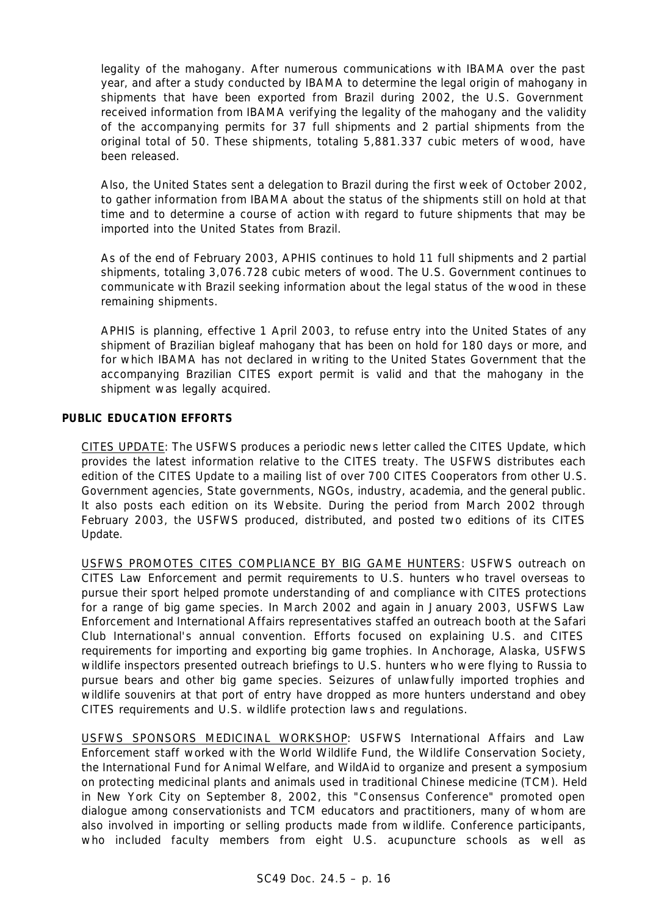legality of the mahogany. After numerous communications with IBAMA over the past year, and after a study conducted by IBAMA to determine the legal origin of mahogany in shipments that have been exported from Brazil during 2002, the U.S. Government received information from IBAMA verifying the legality of the mahogany and the validity of the accompanying permits for 37 full shipments and 2 partial shipments from the original total of 50. These shipments, totaling 5,881.337 cubic meters of wood, have been released.

Also, the United States sent a delegation to Brazil during the first week of October 2002, to gather information from IBAMA about the status of the shipments still on hold at that time and to determine a course of action with regard to future shipments that may be imported into the United States from Brazil.

As of the end of February 2003, APHIS continues to hold 11 full shipments and 2 partial shipments, totaling 3,076.728 cubic meters of wood. The U.S. Government continues to communicate with Brazil seeking information about the legal status of the wood in these remaining shipments.

APHIS is planning, effective 1 April 2003, to refuse entry into the United States of any shipment of Brazilian bigleaf mahogany that has been on hold for 180 days or more, and for which IBAMA has not declared in writing to the United States Government that the accompanying Brazilian CITES export permit is valid and that the mahogany in the shipment was legally acquired.

**PUBLIC EDUCATION EFFORTS**

CITES UPDATE: The USFWS produces a periodic news letter called the CITES Update, which provides the latest information relative to the CITES treaty. The USFWS distributes each edition of the CITES Update to a mailing list of over 700 CITES Cooperators from other U.S. Government agencies, State governments, NGOs, industry, academia, and the general public. It also posts each edition on its Website. During the period from March 2002 through February 2003, the USFWS produced, distributed, and posted two editions of its CITES Update.

USFWS PROMOTES CITES COMPLIANCE BY BIG GAME HUNTERS: USFWS outreach on CITES Law Enforcement and permit requirements to U.S. hunters who travel overseas to pursue their sport helped promote understanding of and compliance with CITES protections for a range of big game species. In March 2002 and again in January 2003, USFWS Law Enforcement and International Affairs representatives staffed an outreach booth at the Safari Club International's annual convention. Efforts focused on explaining U.S. and CITES requirements for importing and exporting big game trophies. In Anchorage, Alaska, USFWS wildlife inspectors presented outreach briefings to U.S. hunters who were flying to Russia to pursue bears and other big game species. Seizures of unlawfully imported trophies and wildlife souvenirs at that port of entry have dropped as more hunters understand and obey CITES requirements and U.S. wildlife protection laws and regulations.

USFWS SPONSORS MEDICINAL WORKSHOP: USFWS International Affairs and Law Enforcement staff worked with the World Wildlife Fund, the Wildlife Conservation Society, the International Fund for Animal Welfare, and WildAid to organize and present a symposium on protecting medicinal plants and animals used in traditional Chinese medicine (TCM). Held in New York City on September 8, 2002, this "Consensus Conference" promoted open dialogue among conservationists and TCM educators and practitioners, many of whom are also involved in importing or selling products made from wildlife. Conference participants, who included faculty members from eight U.S. acupuncture schools as well as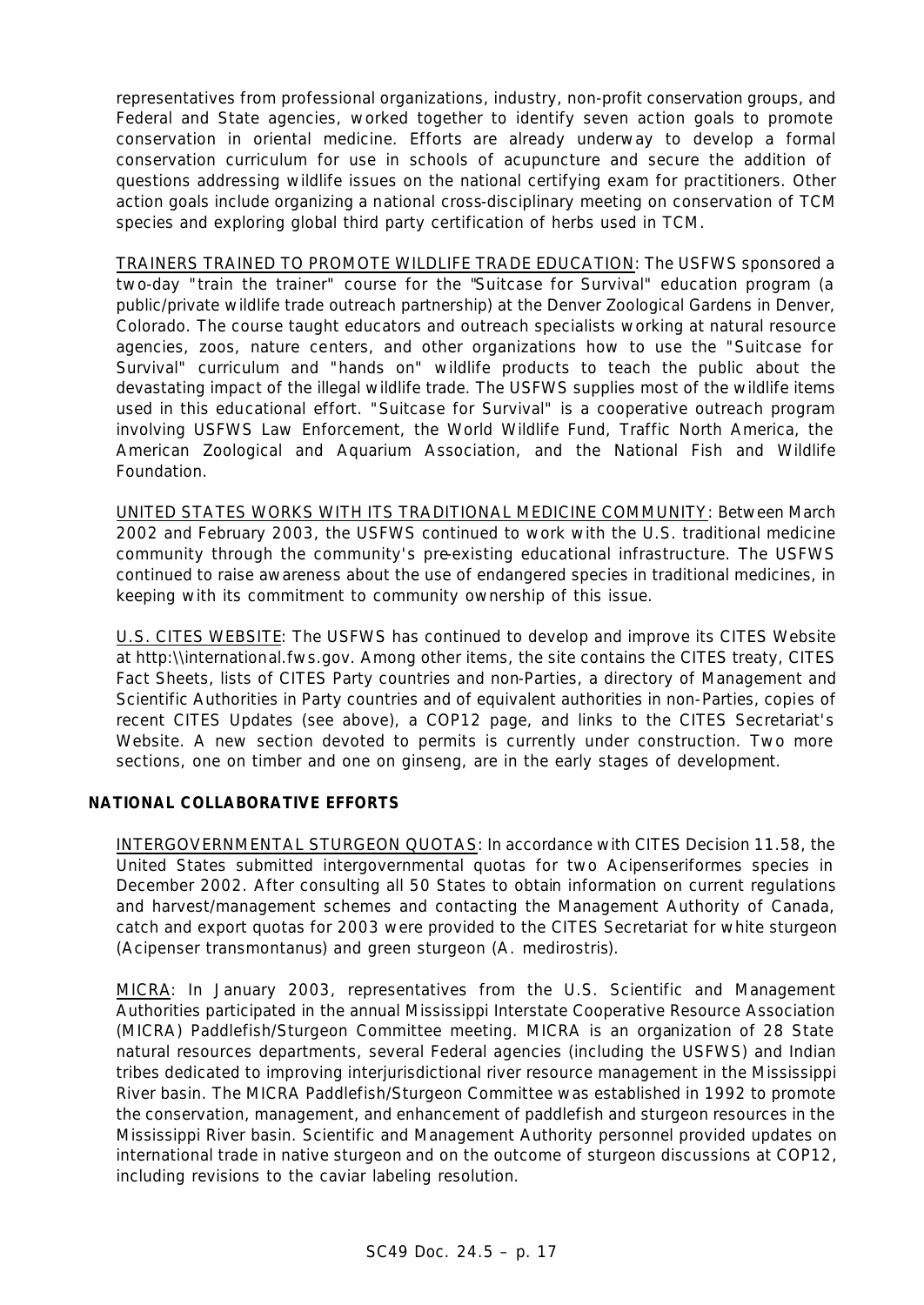representatives from professional organizations, industry, non-profit conservation groups, and Federal and State agencies, worked together to identify seven action goals to promote conservation in oriental medicine. Efforts are already underway to develop a formal conservation curriculum for use in schools of acupuncture and secure the addition of questions addressing wildlife issues on the national certifying exam for practitioners. Other action goals include organizing a national cross-disciplinary meeting on conservation of TCM species and exploring global third party certification of herbs used in TCM.

TRAINERS TRAINED TO PROMOTE WILDLIFE TRADE EDUCATION: The USFWS sponsored a two-day "train the trainer" course for the "Suitcase for Survival" education program (a public/private wildlife trade outreach partnership) at the Denver Zoological Gardens in Denver, Colorado. The course taught educators and outreach specialists working at natural resource agencies, zoos, nature centers, and other organizations how to use the "Suitcase for Survival" curriculum and "hands on" wildlife products to teach the public about the devastating impact of the illegal wildlife trade. The USFWS supplies most of the wildlife items used in this educational effort. "Suitcase for Survival" is a cooperative outreach program involving USFWS Law Enforcement, the World Wildlife Fund, Traffic North America, the American Zoological and Aquarium Association, and the National Fish and Wildlife Foundation.

UNITED STATES WORKS WITH ITS TRADITIONAL MEDICINE COMMUNITY: Between March 2002 and February 2003, the USFWS continued to work with the U.S. traditional medicine community through the community's pre-existing educational infrastructure. The USFWS continued to raise awareness about the use of endangered species in traditional medicines, in keeping with its commitment to community ownership of this issue.

U.S. CITES WEBSITE: The USFWS has continued to develop and improve its CITES Website at http:\\international.fws.gov. Among other items, the site contains the CITES treaty, CITES Fact Sheets, lists of CITES Party countries and non-Parties, a directory of Management and Scientific Authorities in Party countries and of equivalent authorities in non-Parties, copies of recent CITES Updates (see above), a COP12 page, and links to the CITES Secretariat's Website. A new section devoted to permits is currently under construction. Two more sections, one on timber and one on ginseng, are in the early stages of development.

**NATIONAL COLLABORATIVE EFFORTS**

INTERGOVERNMENTAL STURGEON QUOTAS: In accordance with CITES Decision 11.58, the United States submitted intergovernmental quotas for two Acipenseriformes species in December 2002. After consulting all 50 States to obtain information on current regulations and harvest/management schemes and contacting the Management Authority of Canada, catch and export quotas for 2003 were provided to the CITES Secretariat for white sturgeon (*Acipenser transmontanus*) and green sturgeon (*A. medirostris*).

MICRA: In January 2003, representatives from the U.S. Scientific and Management Authorities participated in the annual Mississippi Interstate Cooperative Resource Association (MICRA) Paddlefish/Sturgeon Committee meeting. MICRA is an organization of 28 State natural resources departments, several Federal agencies (including the USFWS) and Indian tribes dedicated to improving interjurisdictional river resource management in the Mississippi River basin. The MICRA Paddlefish/Sturgeon Committee was established in 1992 to promote the conservation, management, and enhancement of paddlefish and sturgeon resources in the Mississippi River basin. Scientific and Management Authority personnel provided updates on international trade in native sturgeon and on the outcome of sturgeon discussions at COP12, including revisions to the caviar labeling resolution.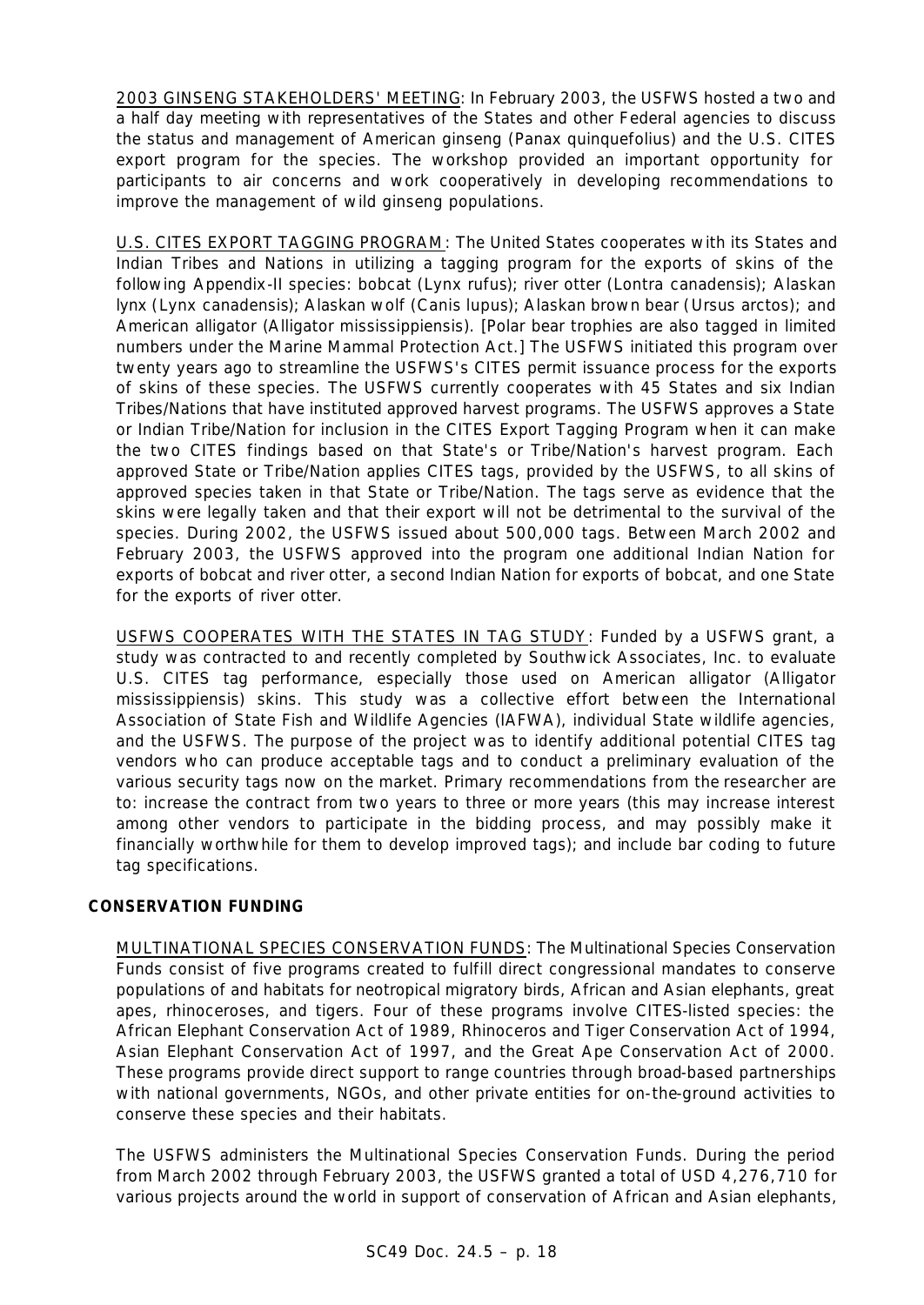2003 GINSENG STAKEHOLDERS' MEETING: In February 2003, the USFWS hosted a two and a half day meeting with representatives of the States and other Federal agencies to discuss the status and management of American ginseng (*Panax quinquefolius*) and the U.S. CITES export program for the species. The workshop provided an important opportunity for participants to air concerns and work cooperatively in developing recommendations to improve the management of wild ginseng populations.

U.S. CITES EXPORT TAGGING PROGRAM: The United States cooperates with its States and Indian Tribes and Nations in utilizing a tagging program for the exports of skins of the following Appendix-II species: bobcat (*Lynx rufus*); river otter (*Lontra canadensis*); Alaskan lynx (*Lynx canadensis*); Alaskan wolf (*Canis lupus*); Alaskan brown bear (*Ursus arctos*); and American alligator (*Alligator mississippiensis*). [Polar bear trophies are also tagged in limited numbers under the Marine Mammal Protection Act.] The USFWS initiated this program over twenty years ago to streamline the USFWS's CITES permit issuance process for the exports of skins of these species. The USFWS currently cooperates with 45 States and six Indian Tribes/Nations that have instituted approved harvest programs. The USFWS approves a State or Indian Tribe/Nation for inclusion in the CITES Export Tagging Program when it can make the two CITES findings based on that State's or Tribe/Nation's harvest program. Each approved State or Tribe/Nation applies CITES tags, provided by the USFWS, to all skins of approved species taken in that State or Tribe/Nation. The tags serve as evidence that the skins were legally taken and that their export will not be detrimental to the survival of the species. During 2002, the USFWS issued about 500,000 tags. Between March 2002 and February 2003, the USFWS approved into the program one additional Indian Nation for exports of bobcat and river otter, a second Indian Nation for exports of bobcat, and one State for the exports of river otter.

USFWS COOPERATES WITH THE STATES IN TAG STUDY: Funded by a USFWS grant, a study was contracted to and recently completed by Southwick Associates, Inc. to evaluate U.S. CITES tag performance, especially those used on American alligator (*Alligator mississippiensis*) skins. This study was a collective effort between the International Association of State Fish and Wildlife Agencies (IAFWA), individual State wildlife agencies, and the USFWS. The purpose of the project was to identify additional potential CITES tag vendors who can produce acceptable tags and to conduct a preliminary evaluation of the various security tags now on the market. Primary recommendations from the researcher are to: increase the contract from two years to three or more years (this may increase interest among other vendors to participate in the bidding process, and may possibly make it financially worthwhile for them to develop improved tags); and include bar coding to future tag specifications.

**CONSERVATION FUNDING**

MULTINATIONAL SPECIES CONSERVATION FUNDS: The Multinational Species Conservation Funds consist of five programs created to fulfill direct congressional mandates to conserve populations of and habitats for neotropical migratory birds, African and Asian elephants, great apes, rhinoceroses, and tigers. Four of these programs involve CITES-listed species: the African Elephant Conservation Act of 1989, Rhinoceros and Tiger Conservation Act of 1994, Asian Elephant Conservation Act of 1997, and the Great Ape Conservation Act of 2000. These programs provide direct support to range countries through broad-based partnerships with national governments, NGOs, and other private entities for on-the-ground activities to conserve these species and their habitats.

The USFWS administers the Multinational Species Conservation Funds. During the period from March 2002 through February 2003, the USFWS granted a total of USD 4,276,710 for various projects around the world in support of conservation of African and Asian elephants,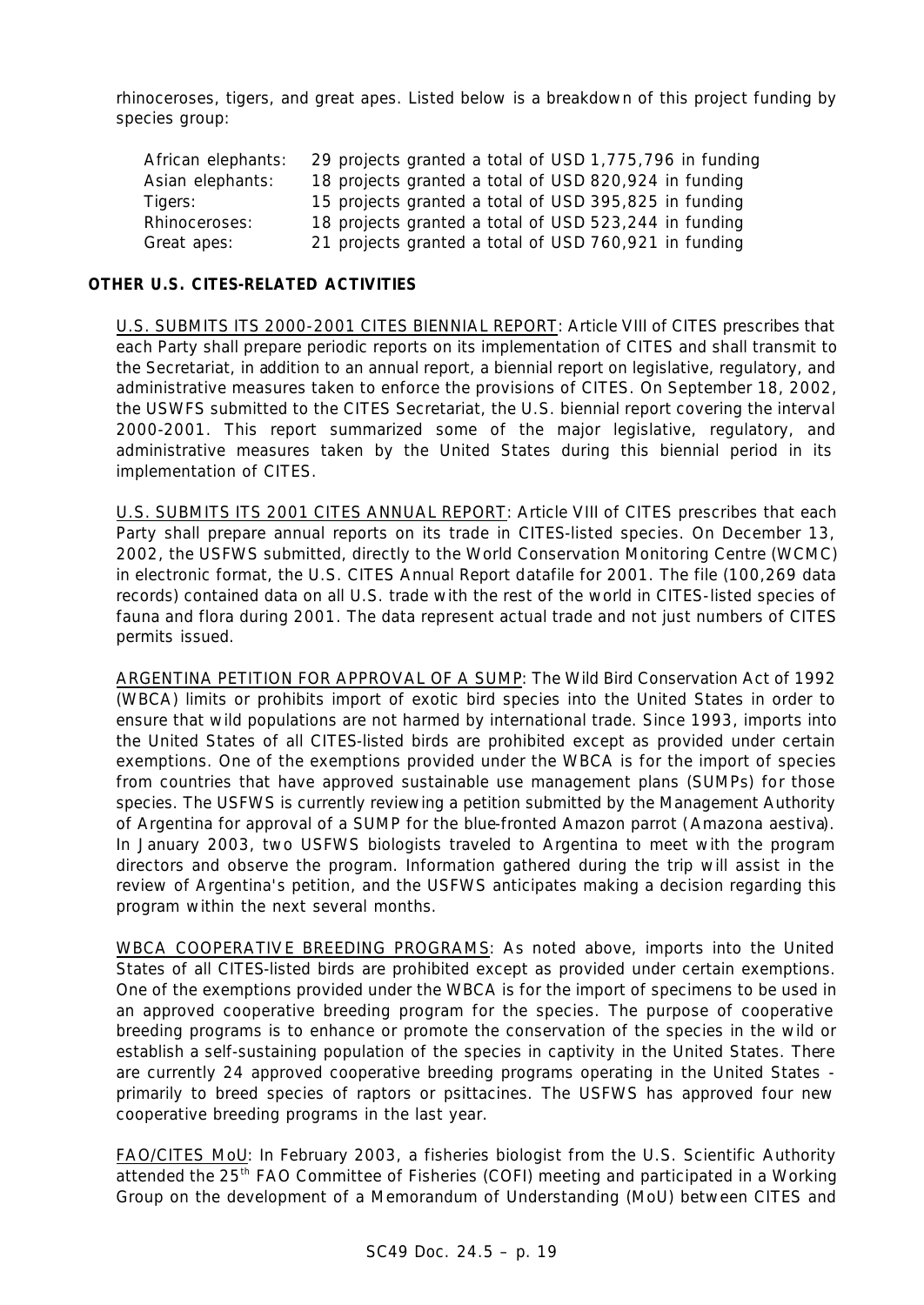rhinoceroses, tigers, and great apes. Listed below is a breakdown of this project funding by species group:

| | |
|---|---|
| African elephants: | 29 projects granted a total of USD 1,775,796 in funding |
| Asian elephants: | 18 projects granted a total of USD 820,924 in funding |
| Tigers: | 15 projects granted a total of USD 395,825 in funding |
| Rhinoceroses: | 18 projects granted a total of USD 523,244 in funding |
| Great apes: | 21 projects granted a total of USD 760,921 in funding |

**OTHER U.S. CITES-RELATED ACTIVITIES**

U.S. SUBMITS ITS 2000-2001 CITES BIENNIAL REPORT: Article VIII of CITES prescribes that each Party shall prepare periodic reports on its implementation of CITES and shall transmit to the Secretariat, in addition to an annual report, a biennial report on legislative, regulatory, and administrative measures taken to enforce the provisions of CITES. On September 18, 2002, the USWFS submitted to the CITES Secretariat, the U.S. biennial report covering the interval 2000-2001. This report summarized some of the major legislative, regulatory, and administrative measures taken by the United States during this biennial period in its implementation of CITES.

U.S. SUBMITS ITS 2001 CITES ANNUAL REPORT: Article VIII of CITES prescribes that each Party shall prepare annual reports on its trade in CITES-listed species. On December 13, 2002, the USFWS submitted, directly to the World Conservation Monitoring Centre (WCMC) in electronic format, the U.S. CITES Annual Report datafile for 2001. The file (100,269 data records) contained data on all U.S. trade with the rest of the world in CITES-listed species of fauna and flora during 2001. The data represent actual trade and not just numbers of CITES permits issued.

ARGENTINA PETITION FOR APPROVAL OF A SUMP: The Wild Bird Conservation Act of 1992 (WBCA) limits or prohibits import of exotic bird species into the United States in order to ensure that wild populations are not harmed by international trade. Since 1993, imports into the United States of all CITES-listed birds are prohibited except as provided under certain exemptions. One of the exemptions provided under the WBCA is for the import of species from countries that have approved sustainable use management plans (SUMPs) for those species. The USFWS is currently reviewing a petition submitted by the Management Authority of Argentina for approval of a SUMP for the blue-fronted Amazon parrot (*Amazona aestiva*). In January 2003, two USFWS biologists traveled to Argentina to meet with the program directors and observe the program. Information gathered during the trip will assist in the review of Argentina's petition, and the USFWS anticipates making a decision regarding this program within the next several months.

WBCA COOPERATIVE BREEDING PROGRAMS: As noted above, imports into the United States of all CITES-listed birds are prohibited except as provided under certain exemptions. One of the exemptions provided under the WBCA is for the import of specimens to be used in an approved cooperative breeding program for the species. The purpose of cooperative breeding programs is to enhance or promote the conservation of the species in the wild or establish a self-sustaining population of the species in captivity in the United States. There are currently 24 approved cooperative breeding programs operating in the United States - primarily to breed species of raptors or psittacines. The USFWS has approved four new cooperative breeding programs in the last year.

FAO/CITES MoU: In February 2003, a fisheries biologist from the U.S. Scientific Authority attended the 25th FAO Committee of Fisheries (COFI) meeting and participated in a Working Group on the development of a Memorandum of Understanding (MoU) between CITES and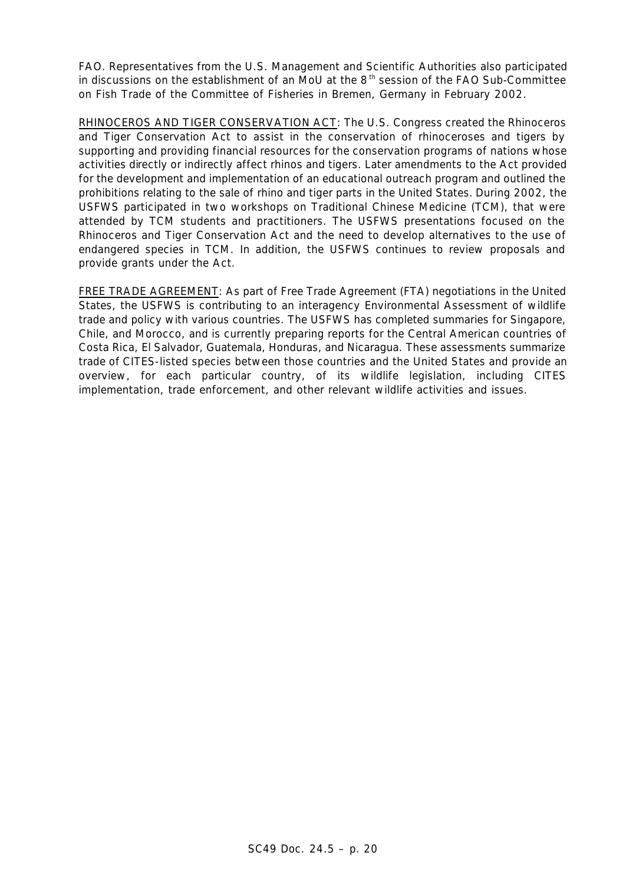FAO. Representatives from the U.S. Management and Scientific Authorities also participated in discussions on the establishment of an MoU at the 8th session of the FAO Sub-Committee on Fish Trade of the Committee of Fisheries in Bremen, Germany in February 2002.

RHINOCEROS AND TIGER CONSERVATION ACT: The U.S. Congress created the Rhinoceros and Tiger Conservation Act to assist in the conservation of rhinoceroses and tigers by supporting and providing financial resources for the conservation programs of nations whose activities directly or indirectly affect rhinos and tigers. Later amendments to the Act provided for the development and implementation of an educational outreach program and outlined the prohibitions relating to the sale of rhino and tiger parts in the United States. During 2002, the USFWS participated in two workshops on Traditional Chinese Medicine (TCM), that were attended by TCM students and practitioners. The USFWS presentations focused on the Rhinoceros and Tiger Conservation Act and the need to develop alternatives to the use of endangered species in TCM. In addition, the USFWS continues to review proposals and provide grants under the Act.

FREE TRADE AGREEMENT: As part of Free Trade Agreement (FTA) negotiations in the United States, the USFWS is contributing to an interagency Environmental Assessment of wildlife trade and policy with various countries. The USFWS has completed summaries for Singapore, Chile, and Morocco, and is currently preparing reports for the Central American countries of Costa Rica, El Salvador, Guatemala, Honduras, and Nicaragua. These assessments summarize trade of CITES-listed species between those countries and the United States and provide an overview, for each particular country, of its wildlife legislation, including CITES implementation, trade enforcement, and other relevant wildlife activities and issues.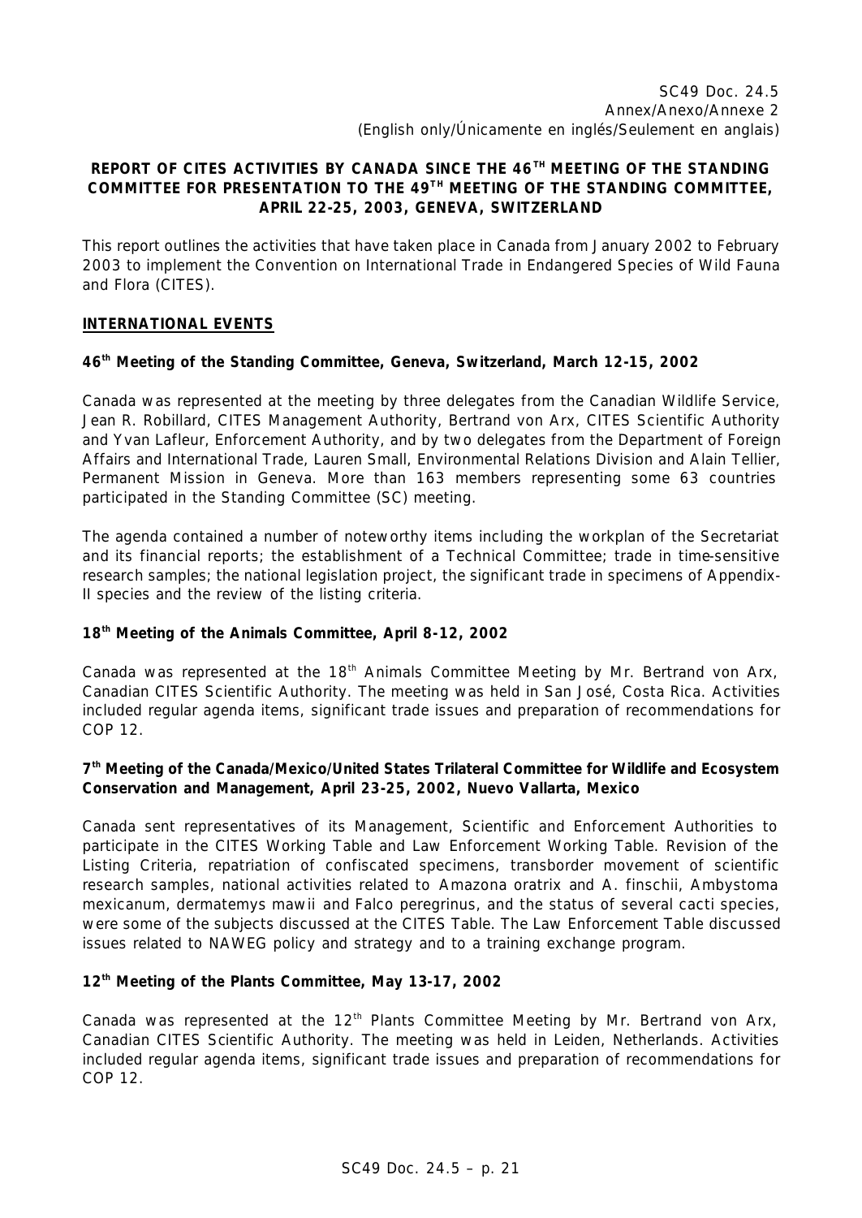SC49 Doc. 24.5
Annex/Anexo/Annexe 2
(English only/Únicamente en inglés/Seulement en anglais)

**REPORT OF CITES ACTIVITIES BY CANADA SINCE THE 46TH MEETING OF THE STANDING COMMITTEE FOR PRESENTATION TO THE 49TH MEETING OF THE STANDING COMMITTEE, APRIL 22-25, 2003, GENEVA, SWITZERLAND**

This report outlines the activities that have taken place in Canada from January 2002 to February 2003 to implement the Convention on International Trade in Endangered Species of Wild Fauna and Flora (CITES).

**INTERNATIONAL EVENTS**

**46th Meeting of the Standing Committee, Geneva, Switzerland, March 12-15, 2002**

Canada was represented at the meeting by three delegates from the Canadian Wildlife Service, Jean R. Robillard, CITES Management Authority, Bertrand von Arx, CITES Scientific Authority and Yvan Lafleur, Enforcement Authority, and by two delegates from the Department of Foreign Affairs and International Trade, Lauren Small, Environmental Relations Division and Alain Tellier, Permanent Mission in Geneva. More than 163 members representing some 63 countries participated in the Standing Committee (SC) meeting.

The agenda contained a number of noteworthy items including the workplan of the Secretariat and its financial reports; the establishment of a Technical Committee; trade in time-sensitive research samples; the national legislation project, the significant trade in specimens of Appendix-II species and the review of the listing criteria.

**18th Meeting of the Animals Committee, April 8-12, 2002**

Canada was represented at the 18th Animals Committee Meeting by Mr. Bertrand von Arx, Canadian CITES Scientific Authority. The meeting was held in San José, Costa Rica. Activities included regular agenda items, significant trade issues and preparation of recommendations for COP 12.

**7th Meeting of the Canada/Mexico/United States Trilateral Committee for Wildlife and Ecosystem Conservation and Management, April 23-25, 2002, Nuevo Vallarta, Mexico**

Canada sent representatives of its Management, Scientific and Enforcement Authorities to participate in the CITES Working Table and Law Enforcement Working Table. Revision of the Listing Criteria, repatriation of confiscated specimens, transborder movement of scientific research samples, national activities related to Amazona oratrix and A. finschii, Ambystoma mexicanum, dermatemys mawii and Falco peregrinus, and the status of several cacti species, were some of the subjects discussed at the CITES Table. The Law Enforcement Table discussed issues related to NAWEG policy and strategy and to a training exchange program.

**12th Meeting of the Plants Committee, May 13-17, 2002**

Canada was represented at the 12th Plants Committee Meeting by Mr. Bertrand von Arx, Canadian CITES Scientific Authority. The meeting was held in Leiden, Netherlands. Activities included regular agenda items, significant trade issues and preparation of recommendations for COP 12.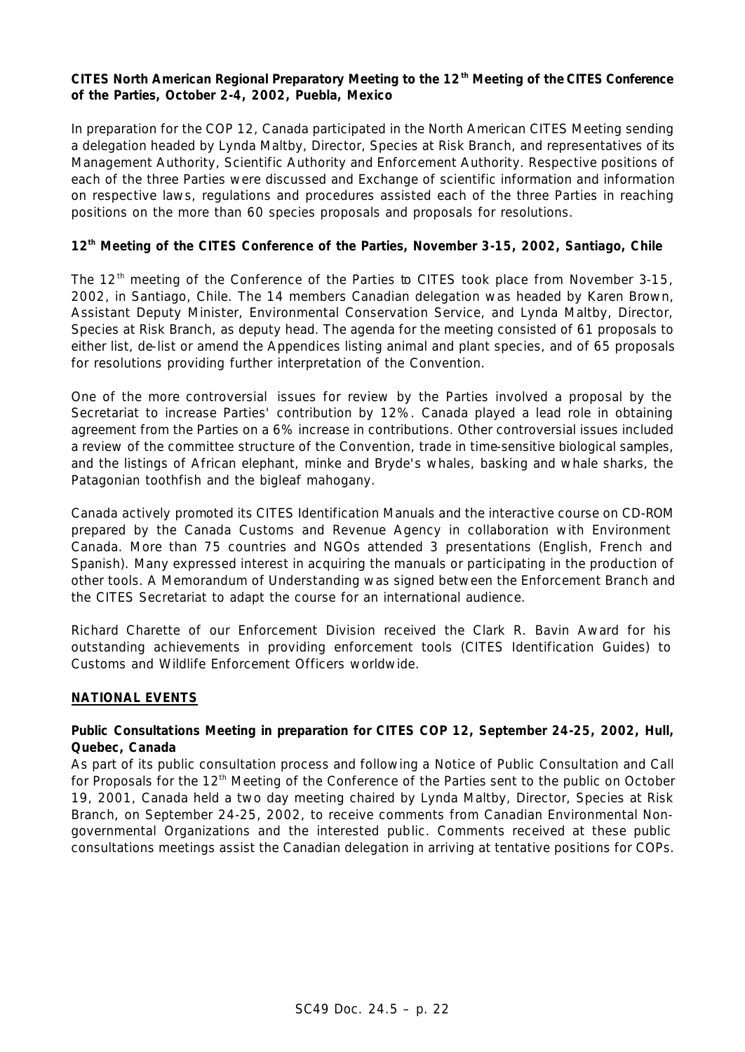**CITES North American Regional Preparatory Meeting to the 12th Meeting of the CITES Conference of the Parties, October 2-4, 2002, Puebla, Mexico**

In preparation for the COP 12, Canada participated in the North American CITES Meeting sending a delegation headed by Lynda Maltby, Director, Species at Risk Branch, and representatives of its Management Authority, Scientific Authority and Enforcement Authority. Respective positions of each of the three Parties were discussed and Exchange of scientific information and information on respective laws, regulations and procedures assisted each of the three Parties in reaching positions on the more than 60 species proposals and proposals for resolutions.

**12th Meeting of the CITES Conference of the Parties, November 3-15, 2002, Santiago, Chile**

The 12th meeting of the Conference of the Parties to CITES took place from November 3-15, 2002, in Santiago, Chile. The 14 members Canadian delegation was headed by Karen Brown, Assistant Deputy Minister, Environmental Conservation Service, and Lynda Maltby, Director, Species at Risk Branch, as deputy head. The agenda for the meeting consisted of 61 proposals to either list, de-list or amend the Appendices listing animal and plant species, and of 65 proposals for resolutions providing further interpretation of the Convention.

One of the more controversial issues for review by the Parties involved a proposal by the Secretariat to increase Parties' contribution by 12%. Canada played a lead role in obtaining agreement from the Parties on a 6% increase in contributions. Other controversial issues included a review of the committee structure of the Convention, trade in time-sensitive biological samples, and the listings of African elephant, minke and Bryde's whales, basking and whale sharks, the Patagonian toothfish and the bigleaf mahogany.

Canada actively promoted its CITES Identification Manuals and the interactive course on CD-ROM prepared by the Canada Customs and Revenue Agency in collaboration with Environment Canada. More than 75 countries and NGOs attended 3 presentations (English, French and Spanish). Many expressed interest in acquiring the manuals or participating in the production of other tools. A Memorandum of Understanding was signed between the Enforcement Branch and the CITES Secretariat to adapt the course for an international audience.

Richard Charette of our Enforcement Division received the Clark R. Bavin Award for his outstanding achievements in providing enforcement tools (CITES Identification Guides) to Customs and Wildlife Enforcement Officers worldwide.

**NATIONAL EVENTS**

**Public Consultations Meeting in preparation for CITES COP 12, September 24-25, 2002, Hull, Quebec, Canada**

As part of its public consultation process and following a Notice of Public Consultation and Call for Proposals for the 12th Meeting of the Conference of the Parties sent to the public on October 19, 2001, Canada held a two day meeting chaired by Lynda Maltby, Director, Species at Risk Branch, on September 24-25, 2002, to receive comments from Canadian Environmental Non-governmental Organizations and the interested public. Comments received at these public consultations meetings assist the Canadian delegation in arriving at tentative positions for COPs.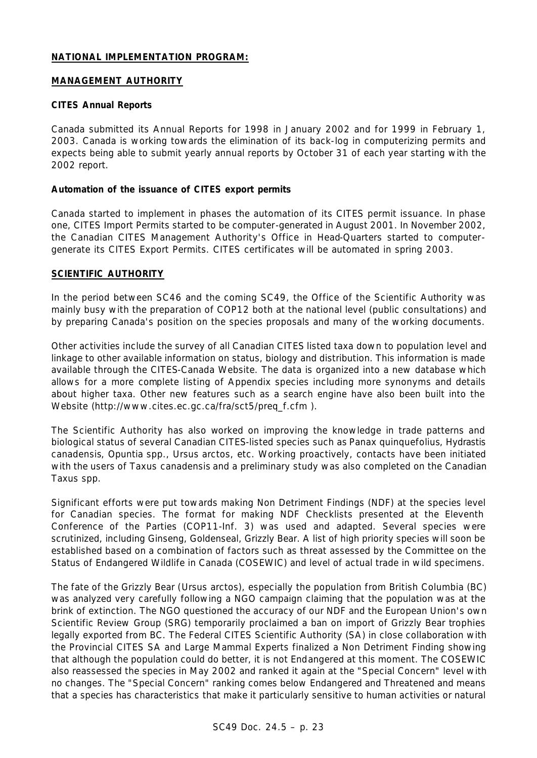**NATIONAL IMPLEMENTATION PROGRAM:**

**MANAGEMENT AUTHORITY**

**CITES Annual Reports**

Canada submitted its Annual Reports for 1998 in January 2002 and for 1999 in February 1, 2003. Canada is working towards the elimination of its back-log in computerizing permits and expects being able to submit yearly annual reports by October 31 of each year starting with the 2002 report.

**Automation of the issuance of CITES export permits**

Canada started to implement in phases the automation of its CITES permit issuance. In phase one, CITES Import Permits started to be computer-generated in August 2001. In November 2002, the Canadian CITES Management Authority's Office in Head-Quarters started to computer-generate its CITES Export Permits. CITES certificates will be automated in spring 2003.

**SCIENTIFIC AUTHORITY**

In the period between SC46 and the coming SC49, the Office of the Scientific Authority was mainly busy with the preparation of COP12 both at the national level (public consultations) and by preparing Canada's position on the species proposals and many of the working documents.

Other activities include the survey of all Canadian CITES listed taxa down to population level and linkage to other available information on status, biology and distribution. This information is made available through the CITES-Canada Website. The data is organized into a new database which allows for a more complete listing of Appendix species including more synonyms and details about higher taxa. Other new features such as a search engine have also been built into the Website (http://www.cites.ec.gc.ca/fra/sct5/preq_f.cfm ).

The Scientific Authority has also worked on improving the knowledge in trade patterns and biological status of several Canadian CITES-listed species such as *Panax quinquefolius*, *Hydrastis canadensis*, *Opuntia* spp., *Ursus arctos*, etc. Working proactively, contacts have been initiated with the users of *Taxus canadensis* and a preliminary study was also completed on the Canadian *Taxus* spp.

Significant efforts were put towards making Non Detriment Findings (NDF) at the species level for Canadian species. The format for making NDF Checklists presented at the Eleventh Conference of the Parties (COP11-Inf. 3) was used and adapted. Several species were scrutinized, including Ginseng, Goldenseal, Grizzly Bear. A list of high priority species will soon be established based on a combination of factors such as threat assessed by the Committee on the Status of Endangered Wildlife in Canada (COSEWIC) and level of actual trade in wild specimens.

The fate of the Grizzly Bear (*Ursus arctos*), especially the population from British Columbia (BC) was analyzed very carefully following a NGO campaign claiming that the population was at the brink of extinction. The NGO questioned the accuracy of our NDF and the European Union's own Scientific Review Group (SRG) temporarily proclaimed a ban on import of Grizzly Bear trophies legally exported from BC. The Federal CITES Scientific Authority (SA) in close collaboration with the Provincial CITES SA and Large Mammal Experts finalized a Non Detriment Finding showing that although the population could do better, it is not Endangered at this moment. The COSEWIC also reassessed the species in May 2002 and ranked it again at the "Special Concern" level with no changes. The "Special Concern" ranking comes below Endangered and Threatened and means that a species has characteristics that make it particularly sensitive to human activities or natural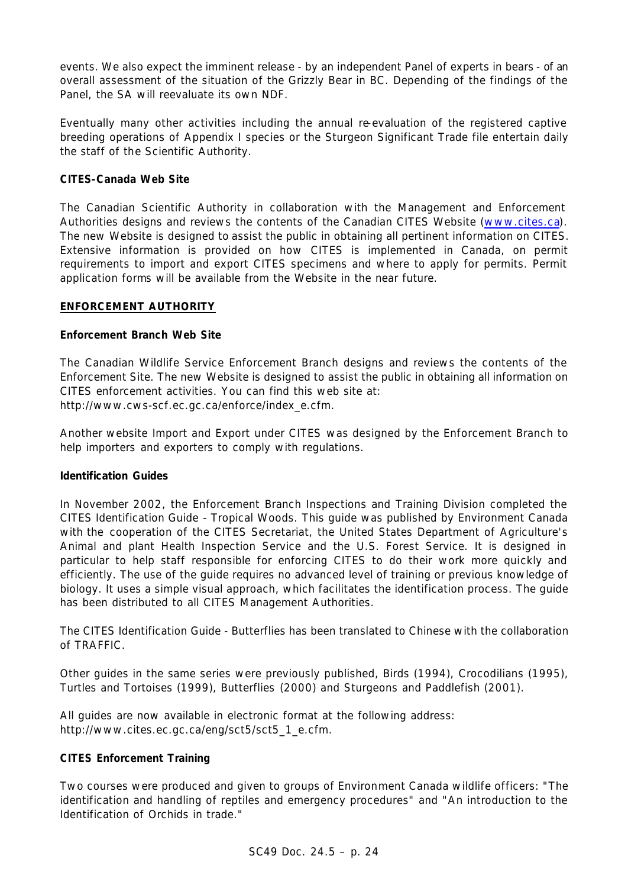events. We also expect the imminent release - by an independent Panel of experts in bears - of an overall assessment of the situation of the Grizzly Bear in BC. Depending of the findings of the Panel, the SA will reevaluate its own NDF.

Eventually many other activities including the annual re-evaluation of the registered captive breeding operations of Appendix I species or the Sturgeon Significant Trade file entertain daily the staff of the Scientific Authority.

**CITES-Canada Web Site**

The Canadian Scientific Authority in collaboration with the Management and Enforcement Authorities designs and reviews the contents of the Canadian CITES Website (www.cites.ca). The new Website is designed to assist the public in obtaining all pertinent information on CITES. Extensive information is provided on how CITES is implemented in Canada, on permit requirements to import and export CITES specimens and where to apply for permits. Permit application forms will be available from the Website in the near future.

**ENFORCEMENT AUTHORITY**

**Enforcement Branch Web Site**

The Canadian Wildlife Service Enforcement Branch designs and reviews the contents of the Enforcement Site. The new Website is designed to assist the public in obtaining all information on CITES enforcement activities. You can find this web site at: http://www.cws-scf.ec.gc.ca/enforce/index_e.cfm.

Another website Import and Export under CITES was designed by the Enforcement Branch to help importers and exporters to comply with regulations.

**Identification Guides**

In November 2002, the Enforcement Branch Inspections and Training Division completed the CITES Identification Guide - Tropical Woods. This guide was published by Environment Canada with the cooperation of the CITES Secretariat, the United States Department of Agriculture's Animal and plant Health Inspection Service and the U.S. Forest Service. It is designed in particular to help staff responsible for enforcing CITES to do their work more quickly and efficiently. The use of the guide requires no advanced level of training or previous knowledge of biology. It uses a simple visual approach, which facilitates the identification process. The guide has been distributed to all CITES Management Authorities.

The CITES Identification Guide - Butterflies has been translated to Chinese with the collaboration of TRAFFIC.

Other guides in the same series were previously published, Birds (1994), Crocodilians (1995), Turtles and Tortoises (1999), Butterflies (2000) and Sturgeons and Paddlefish (2001).

All guides are now available in electronic format at the following address: http://www.cites.ec.gc.ca/eng/sct5/sct5_1_e.cfm.

**CITES Enforcement Training**

Two courses were produced and given to groups of Environment Canada wildlife officers: "The identification and handling of reptiles and emergency procedures" and "An introduction to the Identification of Orchids in trade."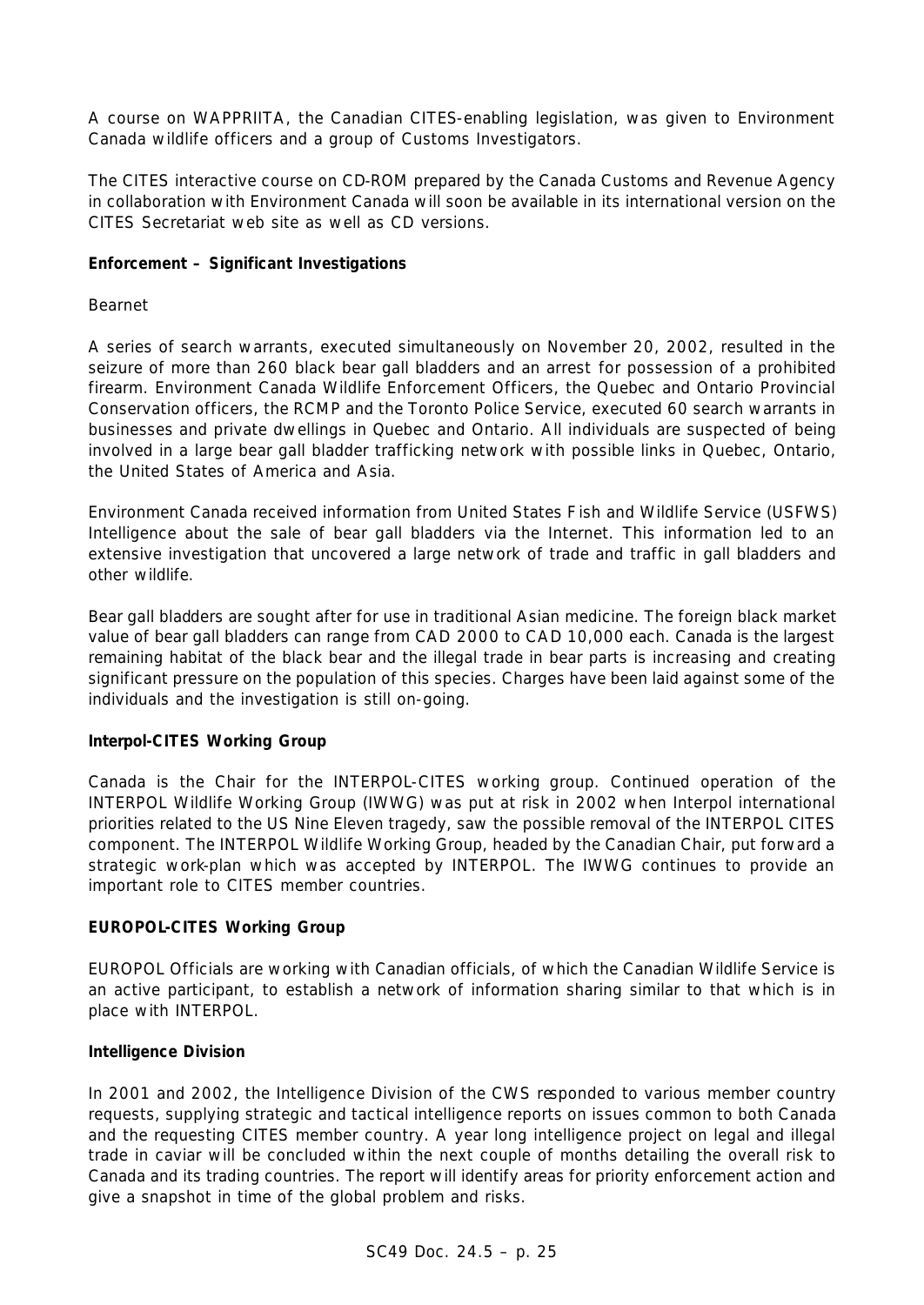A course on WAPPRIITA, the Canadian CITES-enabling legislation, was given to Environment Canada wildlife officers and a group of Customs Investigators.

The CITES interactive course on CD-ROM prepared by the Canada Customs and Revenue Agency in collaboration with Environment Canada will soon be available in its international version on the CITES Secretariat web site as well as CD versions.

**Enforcement – Significant Investigations**

Bearnet

A series of search warrants, executed simultaneously on November 20, 2002, resulted in the seizure of more than 260 black bear gall bladders and an arrest for possession of a prohibited firearm. Environment Canada Wildlife Enforcement Officers, the Quebec and Ontario Provincial Conservation officers, the RCMP and the Toronto Police Service, executed 60 search warrants in businesses and private dwellings in Quebec and Ontario. All individuals are suspected of being involved in a large bear gall bladder trafficking network with possible links in Quebec, Ontario, the United States of America and Asia.

Environment Canada received information from United States Fish and Wildlife Service (USFWS) Intelligence about the sale of bear gall bladders via the Internet. This information led to an extensive investigation that uncovered a large network of trade and traffic in gall bladders and other wildlife.

Bear gall bladders are sought after for use in traditional Asian medicine. The foreign black market value of bear gall bladders can range from CAD 2000 to CAD 10,000 each. Canada is the largest remaining habitat of the black bear and the illegal trade in bear parts is increasing and creating significant pressure on the population of this species. Charges have been laid against some of the individuals and the investigation is still on-going.

**Interpol-CITES Working Group**

Canada is the Chair for the INTERPOL-CITES working group. Continued operation of the INTERPOL Wildlife Working Group (IWWG) was put at risk in 2002 when Interpol international priorities related to the US Nine Eleven tragedy, saw the possible removal of the INTERPOL CITES component. The INTERPOL Wildlife Working Group, headed by the Canadian Chair, put forward a strategic work-plan which was accepted by INTERPOL. The IWWG continues to provide an important role to CITES member countries.

**EUROPOL-CITES Working Group**

EUROPOL Officials are working with Canadian officials, of which the Canadian Wildlife Service is an active participant, to establish a network of information sharing similar to that which is in place with INTERPOL.

**Intelligence Division**

In 2001 and 2002, the Intelligence Division of the CWS responded to various member country requests, supplying strategic and tactical intelligence reports on issues common to both Canada and the requesting CITES member country. A year long intelligence project on legal and illegal trade in caviar will be concluded within the next couple of months detailing the overall risk to Canada and its trading countries. The report will identify areas for priority enforcement action and give a snapshot in time of the global problem and risks.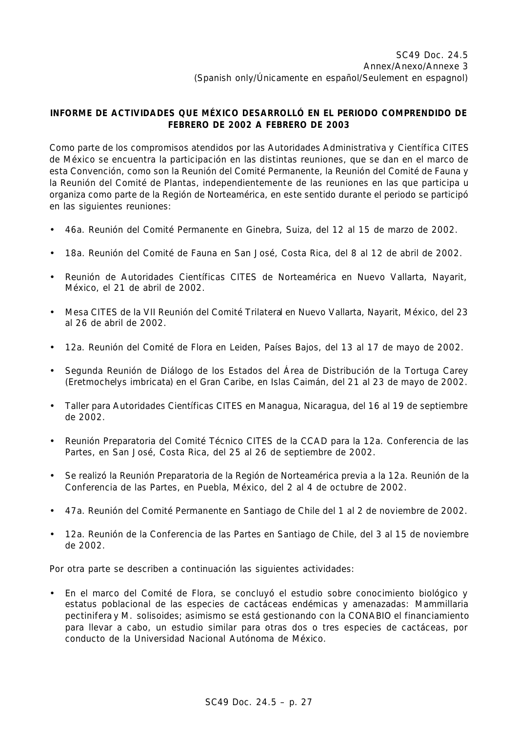SC49 Doc. 24.5
Annex/Anexo/Annexe 3
(Spanish only/Únicamente en español/Seulement en espagnol)

**INFORME DE ACTIVIDADES QUE MÉXICO DESARROLLÓ EN EL PERIODO COMPRENDIDO DE FEBRERO DE 2002 A FEBRERO DE 2003**

Como parte de los compromisos atendidos por las Autoridades Administrativa y Científica CITES de México se encuentra la participación en las distintas reuniones, que se dan en el marco de esta Convención, como son la Reunión del Comité Permanente, la Reunión del Comité de Fauna y la Reunión del Comité de Plantas, independientemente de las reuniones en las que participa u organiza como parte de la Región de Norteamérica, en este sentido durante el periodo se participó en las siguientes reuniones:

- 46a. Reunión del Comité Permanente en Ginebra, Suiza, del 12 al 15 de marzo de 2002.
- 18a. Reunión del Comité de Fauna en San José, Costa Rica, del 8 al 12 de abril de 2002.
- Reunión de Autoridades Científicas CITES de Norteamérica en Nuevo Vallarta, Nayarit, México, el 21 de abril de 2002.
- Mesa CITES de la VII Reunión del Comité Trilateral en Nuevo Vallarta, Nayarit, México, del 23 al 26 de abril de 2002.
- 12a. Reunión del Comité de Flora en Leiden, Países Bajos, del 13 al 17 de mayo de 2002.
- Segunda Reunión de Diálogo de los Estados del Área de Distribución de la Tortuga Carey (*Eretmochelys imbricata*) en el Gran Caribe, en Islas Caimán, del 21 al 23 de mayo de 2002.
- Taller para Autoridades Científicas CITES en Managua, Nicaragua, del 16 al 19 de septiembre de 2002.
- Reunión Preparatoria del Comité Técnico CITES de la CCAD para la 12a. Conferencia de las Partes, en San José, Costa Rica, del 25 al 26 de septiembre de 2002.
- Se realizó la Reunión Preparatoria de la Región de Norteamérica previa a la 12a. Reunión de la Conferencia de las Partes, en Puebla, México, del 2 al 4 de octubre de 2002.
- 47a. Reunión del Comité Permanente en Santiago de Chile del 1 al 2 de noviembre de 2002.
- 12a. Reunión de la Conferencia de las Partes en Santiago de Chile, del 3 al 15 de noviembre de 2002.

Por otra parte se describen a continuación las siguientes actividades:

- En el marco del Comité de Flora, se concluyó el estudio sobre conocimiento biológico y estatus poblacional de las especies de cactáceas endémicas y amenazadas: *Mammillaria pectinifera* y *M. solisoides*; asimismo se está gestionando con la CONABIO el financiamiento para llevar a cabo, un estudio similar para otras dos o tres especies de cactáceas, por conducto de la Universidad Nacional Autónoma de México.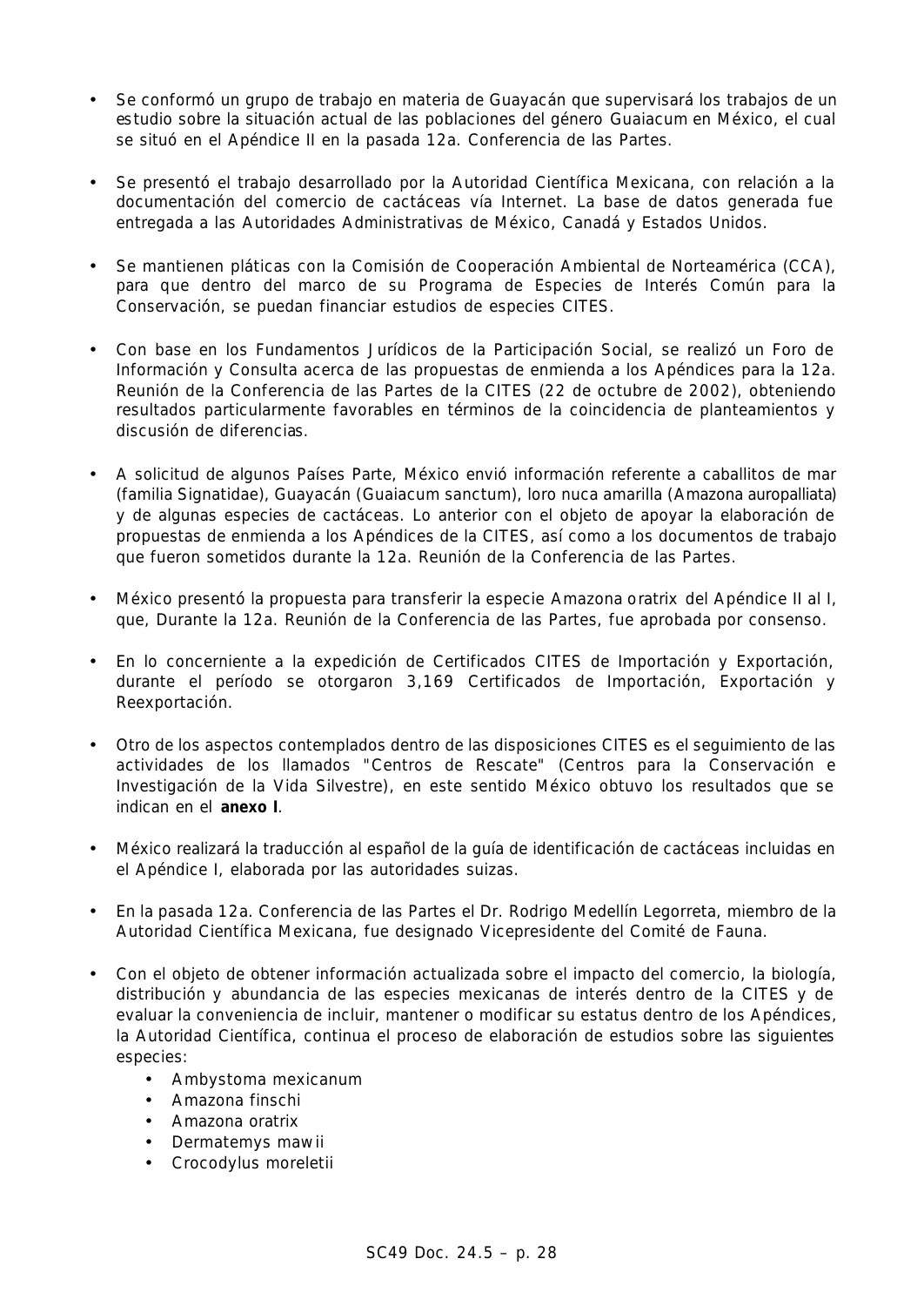- Se conformó un grupo de trabajo en materia de Guayacán que supervisará los trabajos de un estudio sobre la situación actual de las poblaciones del género *Guaiacum* en México, el cual se situó en el Apéndice II en la pasada 12a. Conferencia de las Partes.

- Se presentó el trabajo desarrollado por la Autoridad Científica Mexicana, con relación a la documentación del comercio de cactáceas vía Internet. La base de datos generada fue entregada a las Autoridades Administrativas de México, Canadá y Estados Unidos.

- Se mantienen pláticas con la Comisión de Cooperación Ambiental de Norteamérica (CCA), para que dentro del marco de su Programa de Especies de Interés Común para la Conservación, se puedan financiar estudios de especies CITES.

- Con base en los Fundamentos Jurídicos de la Participación Social, se realizó un Foro de Información y Consulta acerca de las propuestas de enmienda a los Apéndices para la 12a. Reunión de la Conferencia de las Partes de la CITES (22 de octubre de 2002), obteniendo resultados particularmente favorables en términos de la coincidencia de planteamientos y discusión de diferencias.

- A solicitud de algunos Países Parte, México envió información referente a caballitos de mar (familia Signatidae), Guayacán (*Guaiacum sanctum*), loro nuca amarilla (*Amazona auropalliata*) y de algunas especies de cactáceas. Lo anterior con el objeto de apoyar la elaboración de propuestas de enmienda a los Apéndices de la CITES, así como a los documentos de trabajo que fueron sometidos durante la 12a. Reunión de la Conferencia de las Partes.

- México presentó la propuesta para transferir la especie *Amazona oratrix* del Apéndice II al I, que, Durante la 12a. Reunión de la Conferencia de las Partes, fue aprobada por consenso.

- En lo concerniente a la expedición de Certificados CITES de Importación y Exportación, durante el período se otorgaron 3,169 Certificados de Importación, Exportación y Reexportación.

- Otro de los aspectos contemplados dentro de las disposiciones CITES es el seguimiento de las actividades de los llamados "Centros de Rescate" (Centros para la Conservación e Investigación de la Vida Silvestre), en este sentido México obtuvo los resultados que se indican en el **anexo I**.

- México realizará la traducción al español de la guía de identificación de cactáceas incluidas en el Apéndice I, elaborada por las autoridades suizas.

- En la pasada 12a. Conferencia de las Partes el Dr. Rodrigo Medellín Legorreta, miembro de la Autoridad Científica Mexicana, fue designado Vicepresidente del Comité de Fauna.

- Con el objeto de obtener información actualizada sobre el impacto del comercio, la biología, distribución y abundancia de las especies mexicanas de interés dentro de la CITES y de evaluar la conveniencia de incluir, mantener o modificar su estatus dentro de los Apéndices, la Autoridad Científica, continua el proceso de elaboración de estudios sobre las siguientes especies:
  - *Ambystoma mexicanum*
  - *Amazona finschi*
  - *Amazona oratrix*
  - *Dermatemys mawii*
  - *Crocodylus moreletii*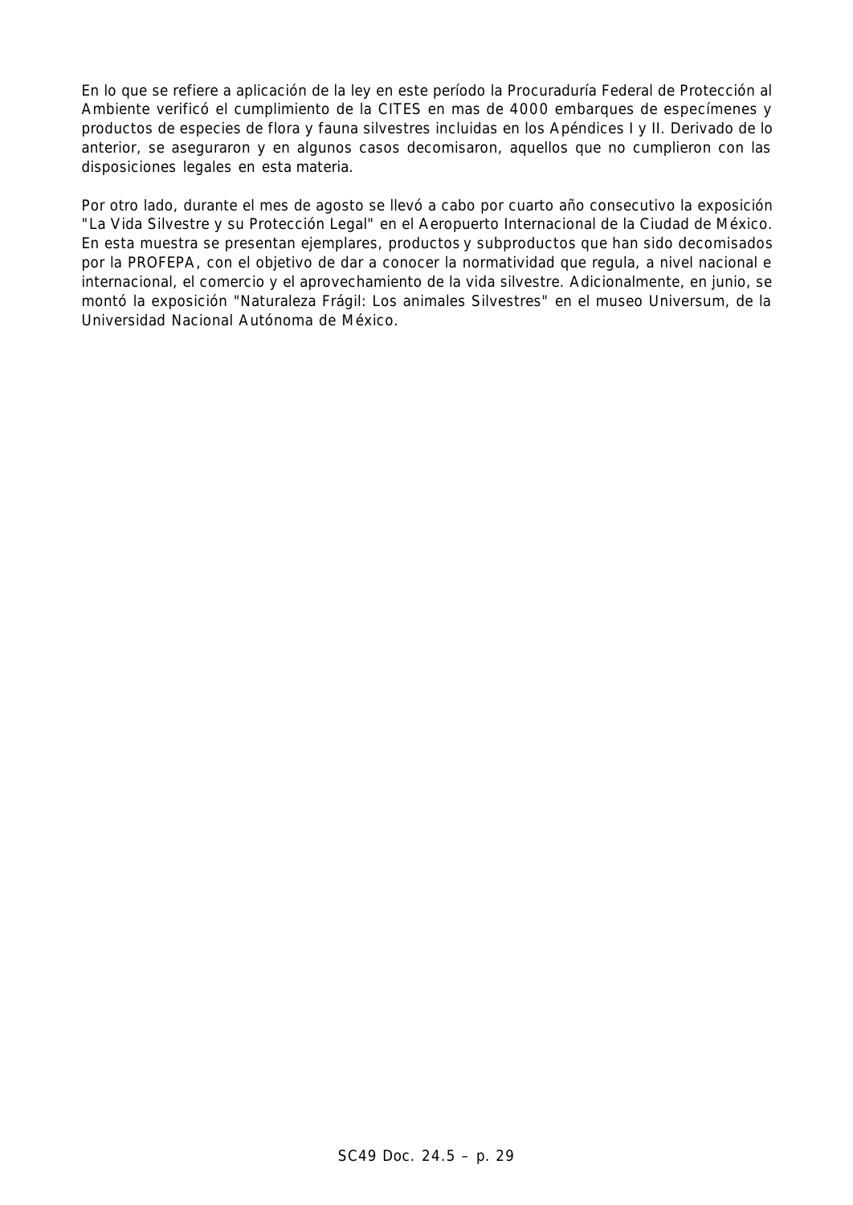En lo que se refiere a aplicación de la ley en este período la Procuraduría Federal de Protección al Ambiente verificó el cumplimiento de la CITES en mas de 4000 embarques de especímenes y productos de especies de flora y fauna silvestres incluidas en los Apéndices I y II. Derivado de lo anterior, se aseguraron y en algunos casos decomisaron, aquellos que no cumplieron con las disposiciones legales en esta materia.

Por otro lado, durante el mes de agosto se llevó a cabo por cuarto año consecutivo la exposición "La Vida Silvestre y su Protección Legal" en el Aeropuerto Internacional de la Ciudad de México. En esta muestra se presentan ejemplares, productos y subproductos que han sido decomisados por la PROFEPA, con el objetivo de dar a conocer la normatividad que regula, a nivel nacional e internacional, el comercio y el aprovechamiento de la vida silvestre. Adicionalmente, en junio, se montó la exposición "Naturaleza Frágil: Los animales Silvestres" en el museo Universum, de la Universidad Nacional Autónoma de México.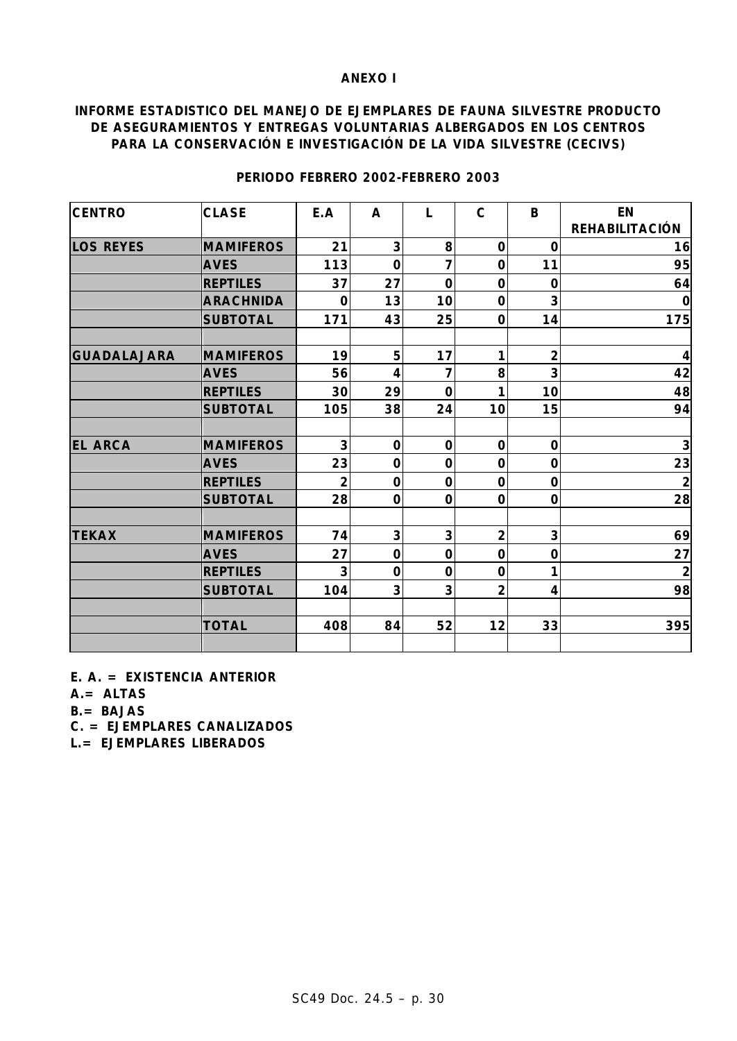**ANEXO I**

**INFORME ESTADISTICO DEL MANEJO DE EJEMPLARES DE FAUNA SILVESTRE PRODUCTO DE ASEGURAMIENTOS Y ENTREGAS VOLUNTARIAS ALBERGADOS EN LOS CENTROS PARA LA CONSERVACIÓN E INVESTIGACIÓN DE LA VIDA SILVESTRE (CECIVS)**

**PERIODO FEBRERO 2002-FEBRERO 2003**

| CENTRO | CLASE | E.A | A | L | C | B | EN REHABILITACIÓN |
|---|---|---|---|---|---|---|---|
| LOS REYES | MAMIFEROS | 21 | 3 | 8 | 0 | 0 | 16 |
| | AVES | 113 | 0 | 7 | 0 | 11 | 95 |
| | REPTILES | 37 | 27 | 0 | 0 | 0 | 64 |
| | ARACHNIDA | 0 | 13 | 10 | 0 | 3 | 0 |
| | SUBTOTAL | 171 | 43 | 25 | 0 | 14 | 175 |
| | | | | | | | |
| GUADALAJARA | MAMIFEROS | 19 | 5 | 17 | 1 | 2 | 4 |
| | AVES | 56 | 4 | 7 | 8 | 3 | 42 |
| | REPTILES | 30 | 29 | 0 | 1 | 10 | 48 |
| | SUBTOTAL | 105 | 38 | 24 | 10 | 15 | 94 |
| | | | | | | | |
| EL ARCA | MAMIFEROS | 3 | 0 | 0 | 0 | 0 | 3 |
| | AVES | 23 | 0 | 0 | 0 | 0 | 23 |
| | REPTILES | 2 | 0 | 0 | 0 | 0 | 2 |
| | SUBTOTAL | 28 | 0 | 0 | 0 | 0 | 28 |
| | | | | | | | |
| TEKAX | MAMIFEROS | 74 | 3 | 3 | 2 | 3 | 69 |
| | AVES | 27 | 0 | 0 | 0 | 0 | 27 |
| | REPTILES | 3 | 0 | 0 | 0 | 1 | 2 |
| | SUBTOTAL | 104 | 3 | 3 | 2 | 4 | 98 |
| | | | | | | | |
| | TOTAL | 408 | 84 | 52 | 12 | 33 | 395 |
| | | | | | | | |

**E. A. = EXISTENCIA ANTERIOR**
**A.= ALTAS**
**B.= BAJAS**
**C. = EJEMPLARES CANALIZADOS**
**L.= EJEMPLARES LIBERADOS**